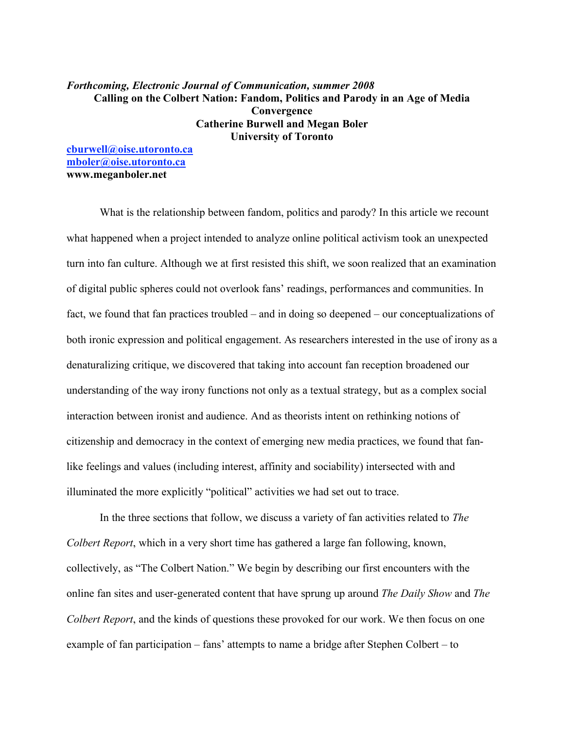***Forthcoming, Electronic Journal of Communication, summer 2008***

# Calling on the Colbert Nation: Fandom, Politics and Parody in an Age of Media Convergence

**Catherine Burwell and Megan Boler**
**University of Toronto**

**cburwell@oise.utoronto.ca**
**mboler@oise.utoronto.ca**
**www.meganboler.net**

What is the relationship between fandom, politics and parody? In this article we recount what happened when a project intended to analyze online political activism took an unexpected turn into fan culture. Although we at first resisted this shift, we soon realized that an examination of digital public spheres could not overlook fans' readings, performances and communities. In fact, we found that fan practices troubled – and in doing so deepened – our conceptualizations of both ironic expression and political engagement. As researchers interested in the use of irony as a denaturalizing critique, we discovered that taking into account fan reception broadened our understanding of the way irony functions not only as a textual strategy, but as a complex social interaction between ironist and audience. And as theorists intent on rethinking notions of citizenship and democracy in the context of emerging new media practices, we found that fan-like feelings and values (including interest, affinity and sociability) intersected with and illuminated the more explicitly "political" activities we had set out to trace.

In the three sections that follow, we discuss a variety of fan activities related to *The Colbert Report*, which in a very short time has gathered a large fan following, known, collectively, as "The Colbert Nation." We begin by describing our first encounters with the online fan sites and user-generated content that have sprung up around *The Daily Show* and *The Colbert Report*, and the kinds of questions these provoked for our work. We then focus on one example of fan participation – fans' attempts to name a bridge after Stephen Colbert – to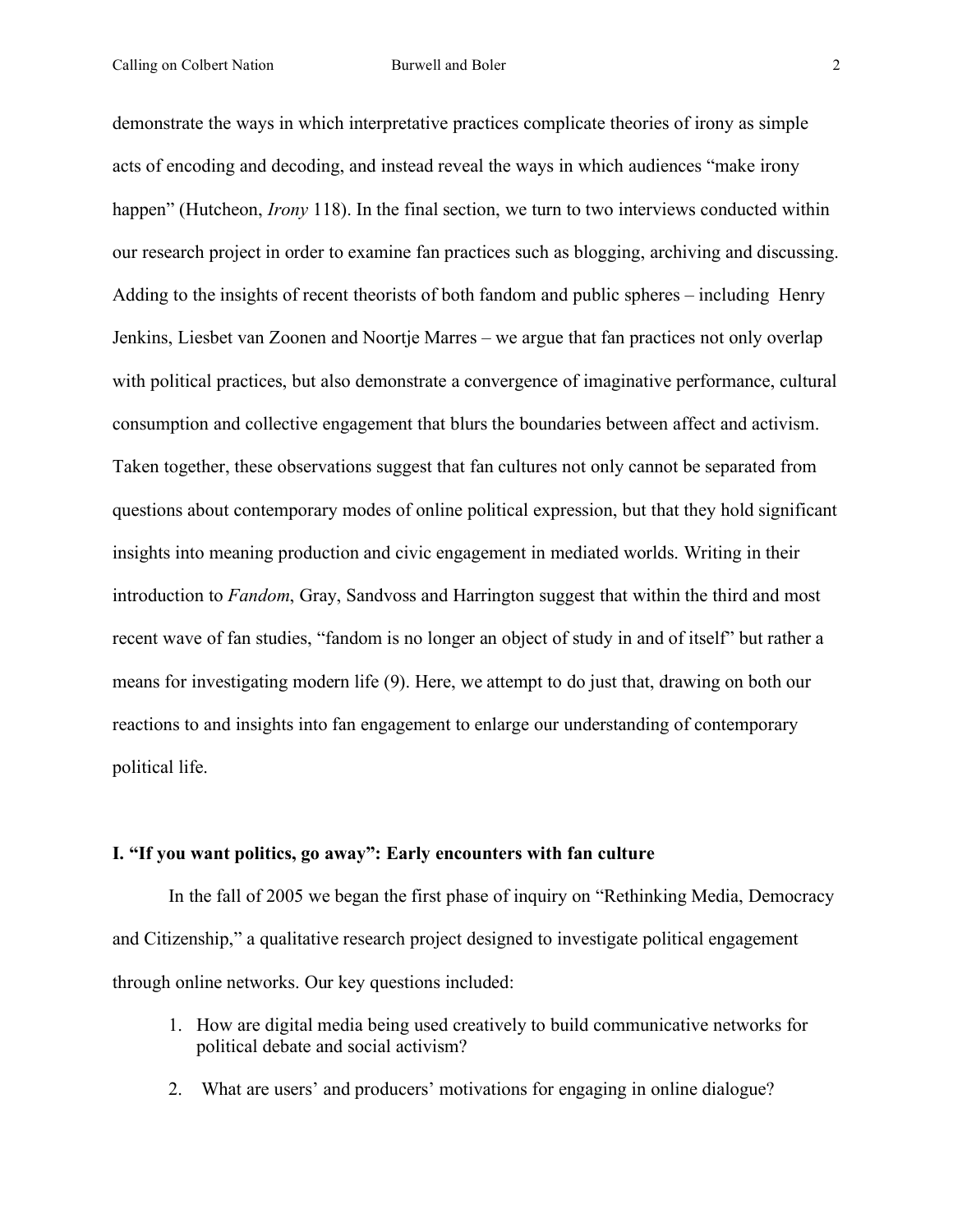demonstrate the ways in which interpretative practices complicate theories of irony as simple acts of encoding and decoding, and instead reveal the ways in which audiences "make irony happen" (Hutcheon, *Irony* 118). In the final section, we turn to two interviews conducted within our research project in order to examine fan practices such as blogging, archiving and discussing. Adding to the insights of recent theorists of both fandom and public spheres – including Henry Jenkins, Liesbet van Zoonen and Noortje Marres – we argue that fan practices not only overlap with political practices, but also demonstrate a convergence of imaginative performance, cultural consumption and collective engagement that blurs the boundaries between affect and activism. Taken together, these observations suggest that fan cultures not only cannot be separated from questions about contemporary modes of online political expression, but that they hold significant insights into meaning production and civic engagement in mediated worlds. Writing in their introduction to *Fandom*, Gray, Sandvoss and Harrington suggest that within the third and most recent wave of fan studies, "fandom is no longer an object of study in and of itself" but rather a means for investigating modern life (9). Here, we attempt to do just that, drawing on both our reactions to and insights into fan engagement to enlarge our understanding of contemporary political life.

## I. "If you want politics, go away": Early encounters with fan culture

In the fall of 2005 we began the first phase of inquiry on "Rethinking Media, Democracy and Citizenship," a qualitative research project designed to investigate political engagement through online networks. Our key questions included:

1. How are digital media being used creatively to build communicative networks for political debate and social activism?
2. What are users' and producers' motivations for engaging in online dialogue?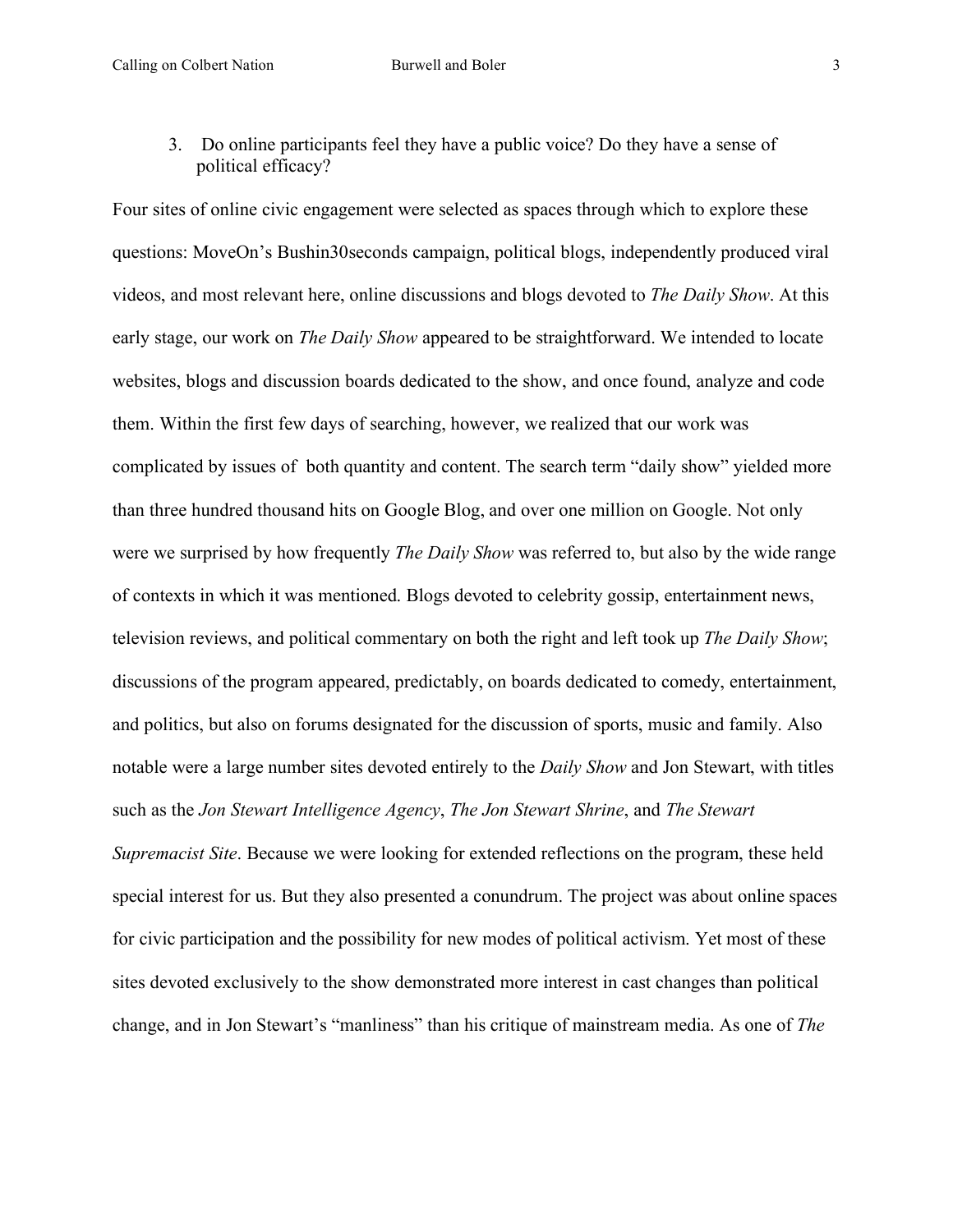3. Do online participants feel they have a public voice? Do they have a sense of political efficacy?

Four sites of online civic engagement were selected as spaces through which to explore these questions: MoveOn's Bushin30seconds campaign, political blogs, independently produced viral videos, and most relevant here, online discussions and blogs devoted to *The Daily Show*. At this early stage, our work on *The Daily Show* appeared to be straightforward. We intended to locate websites, blogs and discussion boards dedicated to the show, and once found, analyze and code them. Within the first few days of searching, however, we realized that our work was complicated by issues of both quantity and content. The search term "daily show" yielded more than three hundred thousand hits on Google Blog, and over one million on Google. Not only were we surprised by how frequently *The Daily Show* was referred to, but also by the wide range of contexts in which it was mentioned. Blogs devoted to celebrity gossip, entertainment news, television reviews, and political commentary on both the right and left took up *The Daily Show*; discussions of the program appeared, predictably, on boards dedicated to comedy, entertainment, and politics, but also on forums designated for the discussion of sports, music and family. Also notable were a large number sites devoted entirely to the *Daily Show* and Jon Stewart, with titles such as the *Jon Stewart Intelligence Agency*, *The Jon Stewart Shrine*, and *The Stewart Supremacist Site*. Because we were looking for extended reflections on the program, these held special interest for us. But they also presented a conundrum. The project was about online spaces for civic participation and the possibility for new modes of political activism. Yet most of these sites devoted exclusively to the show demonstrated more interest in cast changes than political change, and in Jon Stewart's "manliness" than his critique of mainstream media. As one of *The*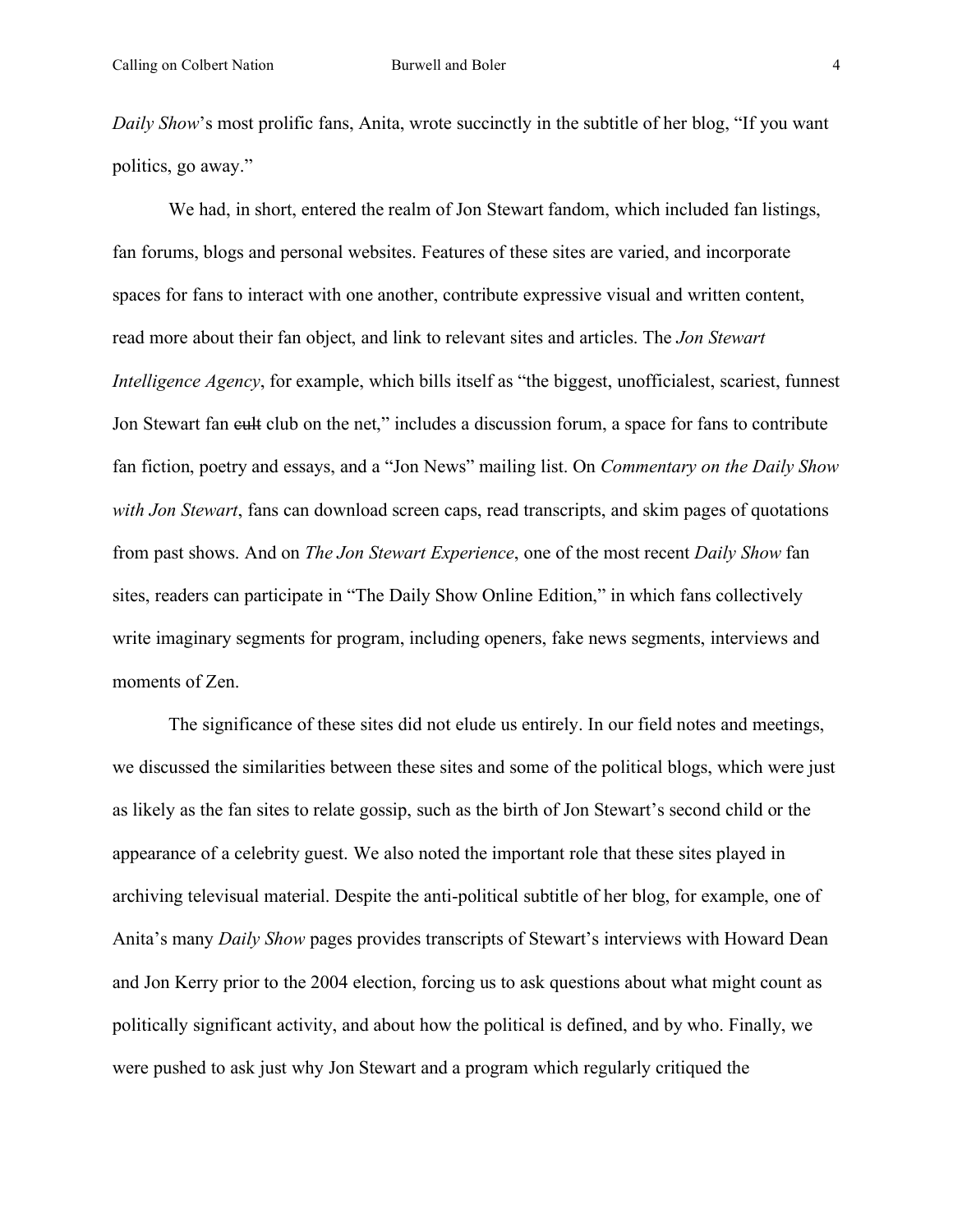*Daily Show*'s most prolific fans, Anita, wrote succinctly in the subtitle of her blog, "If you want politics, go away."

We had, in short, entered the realm of Jon Stewart fandom, which included fan listings, fan forums, blogs and personal websites. Features of these sites are varied, and incorporate spaces for fans to interact with one another, contribute expressive visual and written content, read more about their fan object, and link to relevant sites and articles. The *Jon Stewart Intelligence Agency*, for example, which bills itself as "the biggest, unofficialest, scariest, funnest Jon Stewart fan ~~cult~~ club on the net," includes a discussion forum, a space for fans to contribute fan fiction, poetry and essays, and a "Jon News" mailing list. On *Commentary on the Daily Show with Jon Stewart*, fans can download screen caps, read transcripts, and skim pages of quotations from past shows. And on *The Jon Stewart Experience*, one of the most recent *Daily Show* fan sites, readers can participate in "The Daily Show Online Edition," in which fans collectively write imaginary segments for program, including openers, fake news segments, interviews and moments of Zen.

The significance of these sites did not elude us entirely. In our field notes and meetings, we discussed the similarities between these sites and some of the political blogs, which were just as likely as the fan sites to relate gossip, such as the birth of Jon Stewart's second child or the appearance of a celebrity guest. We also noted the important role that these sites played in archiving televisual material. Despite the anti-political subtitle of her blog, for example, one of Anita's many *Daily Show* pages provides transcripts of Stewart's interviews with Howard Dean and Jon Kerry prior to the 2004 election, forcing us to ask questions about what might count as politically significant activity, and about how the political is defined, and by who. Finally, we were pushed to ask just why Jon Stewart and a program which regularly critiqued the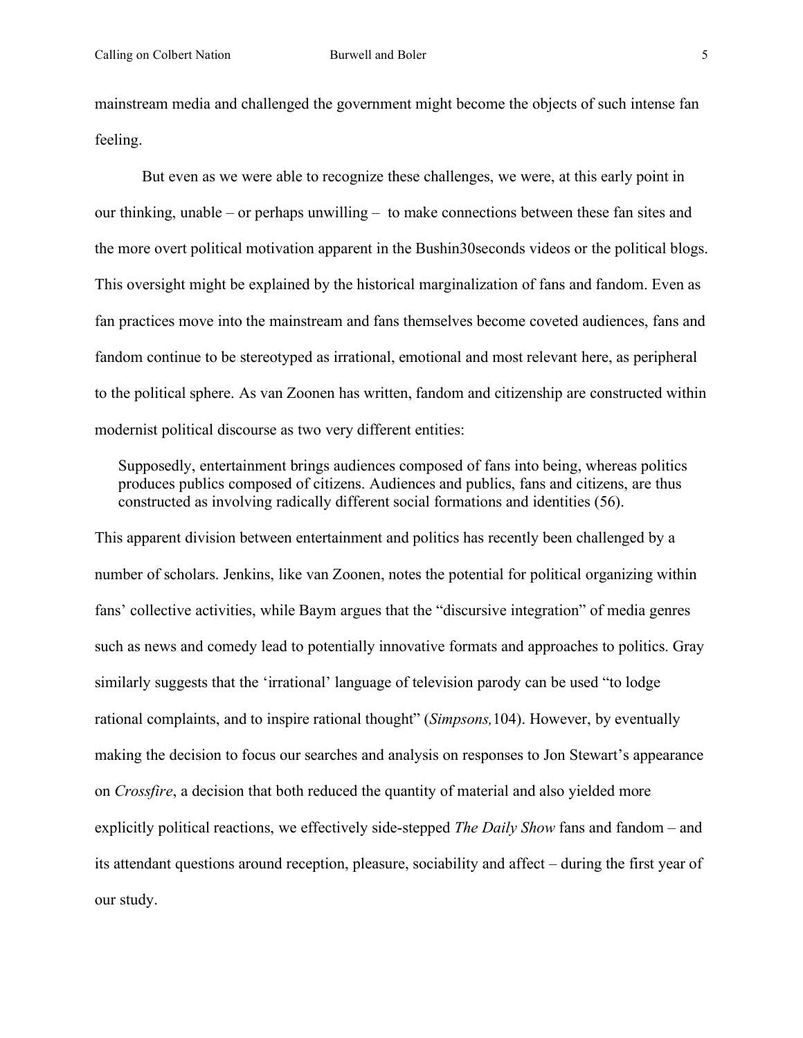mainstream media and challenged the government might become the objects of such intense fan feeling.

But even as we were able to recognize these challenges, we were, at this early point in our thinking, unable – or perhaps unwilling – to make connections between these fan sites and the more overt political motivation apparent in the Bushin30seconds videos or the political blogs. This oversight might be explained by the historical marginalization of fans and fandom. Even as fan practices move into the mainstream and fans themselves become coveted audiences, fans and fandom continue to be stereotyped as irrational, emotional and most relevant here, as peripheral to the political sphere. As van Zoonen has written, fandom and citizenship are constructed within modernist political discourse as two very different entities:

> Supposedly, entertainment brings audiences composed of fans into being, whereas politics produces publics composed of citizens. Audiences and publics, fans and citizens, are thus constructed as involving radically different social formations and identities (56).

This apparent division between entertainment and politics has recently been challenged by a number of scholars. Jenkins, like van Zoonen, notes the potential for political organizing within fans' collective activities, while Baym argues that the "discursive integration" of media genres such as news and comedy lead to potentially innovative formats and approaches to politics. Gray similarly suggests that the 'irrational' language of television parody can be used "to lodge rational complaints, and to inspire rational thought" (*Simpsons,*104). However, by eventually making the decision to focus our searches and analysis on responses to Jon Stewart's appearance on *Crossfire*, a decision that both reduced the quantity of material and also yielded more explicitly political reactions, we effectively side-stepped *The Daily Show* fans and fandom – and its attendant questions around reception, pleasure, sociability and affect – during the first year of our study.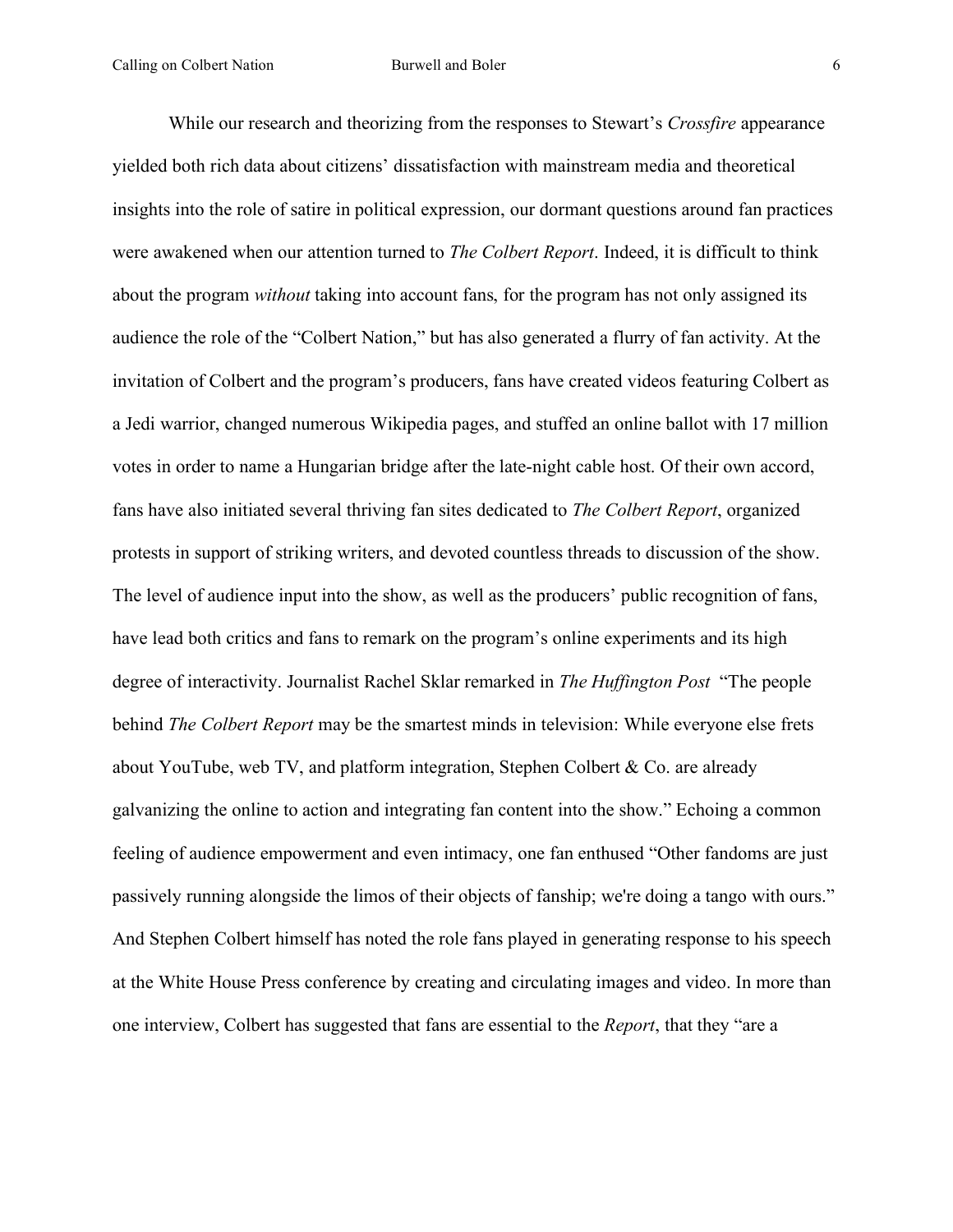While our research and theorizing from the responses to Stewart's *Crossfire* appearance yielded both rich data about citizens' dissatisfaction with mainstream media and theoretical insights into the role of satire in political expression, our dormant questions around fan practices were awakened when our attention turned to *The Colbert Report*. Indeed, it is difficult to think about the program *without* taking into account fans, for the program has not only assigned its audience the role of the "Colbert Nation," but has also generated a flurry of fan activity. At the invitation of Colbert and the program's producers, fans have created videos featuring Colbert as a Jedi warrior, changed numerous Wikipedia pages, and stuffed an online ballot with 17 million votes in order to name a Hungarian bridge after the late-night cable host. Of their own accord, fans have also initiated several thriving fan sites dedicated to *The Colbert Report*, organized protests in support of striking writers, and devoted countless threads to discussion of the show. The level of audience input into the show, as well as the producers' public recognition of fans, have lead both critics and fans to remark on the program's online experiments and its high degree of interactivity. Journalist Rachel Sklar remarked in *The Huffington Post* "The people behind *The Colbert Report* may be the smartest minds in television: While everyone else frets about YouTube, web TV, and platform integration, Stephen Colbert & Co. are already galvanizing the online to action and integrating fan content into the show." Echoing a common feeling of audience empowerment and even intimacy, one fan enthused "Other fandoms are just passively running alongside the limos of their objects of fanship; we're doing a tango with ours." And Stephen Colbert himself has noted the role fans played in generating response to his speech at the White House Press conference by creating and circulating images and video. In more than one interview, Colbert has suggested that fans are essential to the *Report*, that they "are a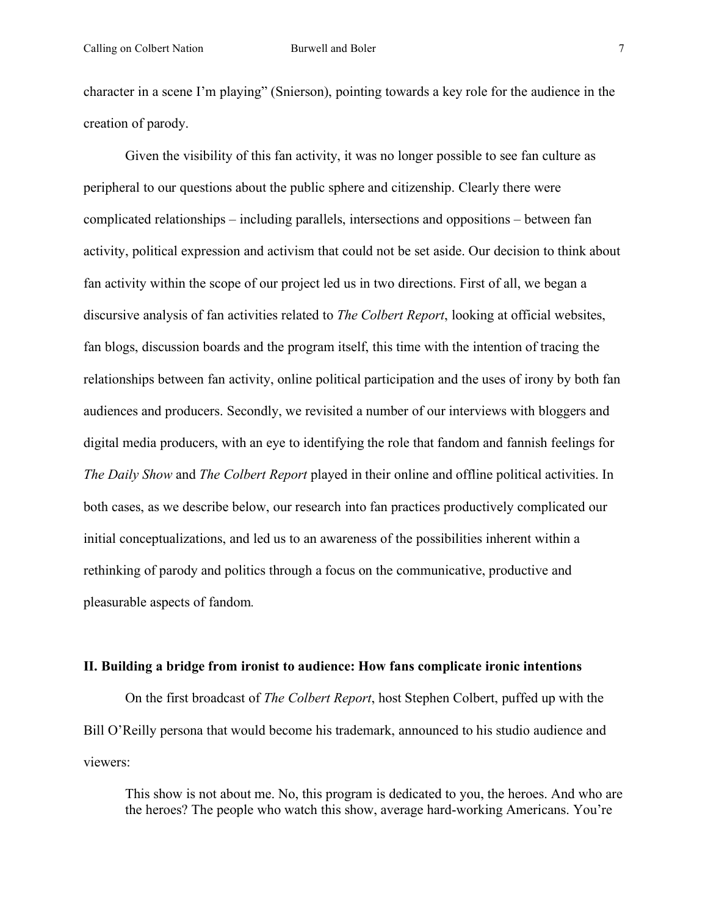character in a scene I'm playing" (Snierson), pointing towards a key role for the audience in the creation of parody.

Given the visibility of this fan activity, it was no longer possible to see fan culture as peripheral to our questions about the public sphere and citizenship. Clearly there were complicated relationships – including parallels, intersections and oppositions – between fan activity, political expression and activism that could not be set aside. Our decision to think about fan activity within the scope of our project led us in two directions. First of all, we began a discursive analysis of fan activities related to *The Colbert Report*, looking at official websites, fan blogs, discussion boards and the program itself, this time with the intention of tracing the relationships between fan activity, online political participation and the uses of irony by both fan audiences and producers. Secondly, we revisited a number of our interviews with bloggers and digital media producers, with an eye to identifying the role that fandom and fannish feelings for *The Daily Show* and *The Colbert Report* played in their online and offline political activities. In both cases, as we describe below, our research into fan practices productively complicated our initial conceptualizations, and led us to an awareness of the possibilities inherent within a rethinking of parody and politics through a focus on the communicative, productive and pleasurable aspects of fandom.

## II. Building a bridge from ironist to audience: How fans complicate ironic intentions

On the first broadcast of *The Colbert Report*, host Stephen Colbert, puffed up with the Bill O'Reilly persona that would become his trademark, announced to his studio audience and viewers:

> This show is not about me. No, this program is dedicated to you, the heroes. And who are the heroes? The people who watch this show, average hard-working Americans. You're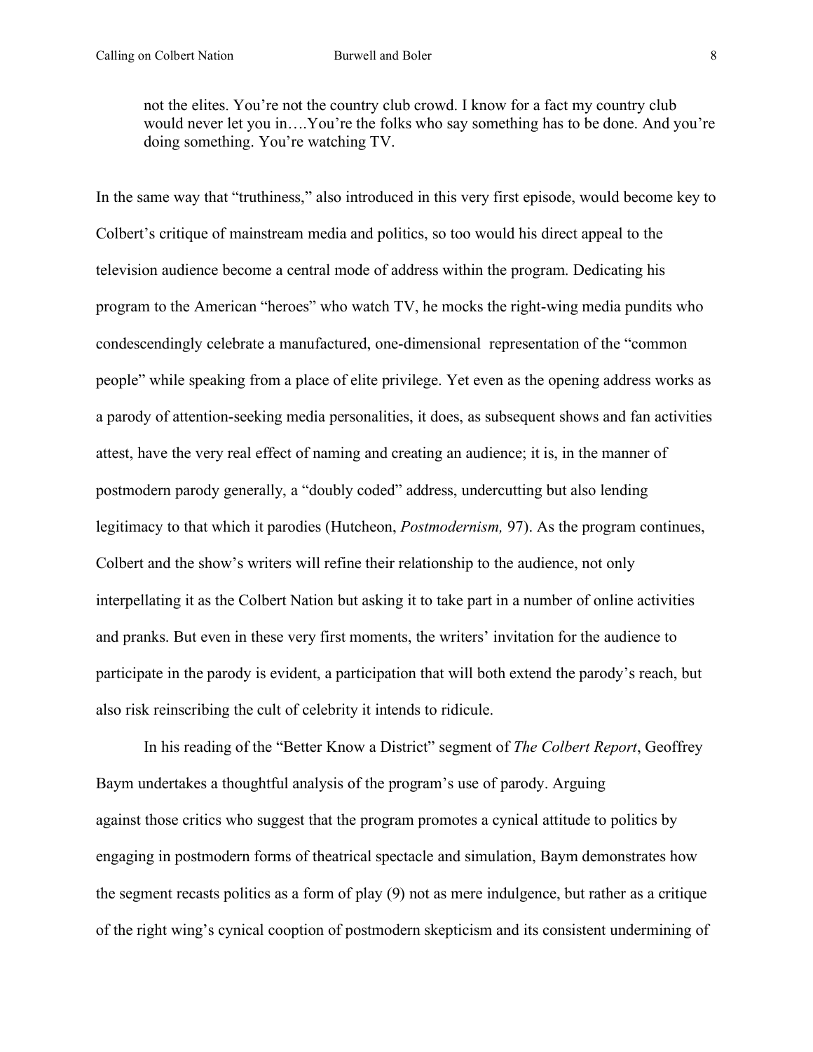> not the elites. You're not the country club crowd. I know for a fact my country club would never let you in….You're the folks who say something has to be done. And you're doing something. You're watching TV.

In the same way that "truthiness," also introduced in this very first episode, would become key to Colbert's critique of mainstream media and politics, so too would his direct appeal to the television audience become a central mode of address within the program. Dedicating his program to the American "heroes" who watch TV, he mocks the right-wing media pundits who condescendingly celebrate a manufactured, one-dimensional representation of the "common people" while speaking from a place of elite privilege. Yet even as the opening address works as a parody of attention-seeking media personalities, it does, as subsequent shows and fan activities attest, have the very real effect of naming and creating an audience; it is, in the manner of postmodern parody generally, a "doubly coded" address, undercutting but also lending legitimacy to that which it parodies (Hutcheon, *Postmodernism,* 97). As the program continues, Colbert and the show's writers will refine their relationship to the audience, not only interpellating it as the Colbert Nation but asking it to take part in a number of online activities and pranks. But even in these very first moments, the writers' invitation for the audience to participate in the parody is evident, a participation that will both extend the parody's reach, but also risk reinscribing the cult of celebrity it intends to ridicule.

In his reading of the "Better Know a District" segment of *The Colbert Report*, Geoffrey Baym undertakes a thoughtful analysis of the program's use of parody. Arguing against those critics who suggest that the program promotes a cynical attitude to politics by engaging in postmodern forms of theatrical spectacle and simulation, Baym demonstrates how the segment recasts politics as a form of play (9) not as mere indulgence, but rather as a critique of the right wing's cynical cooption of postmodern skepticism and its consistent undermining of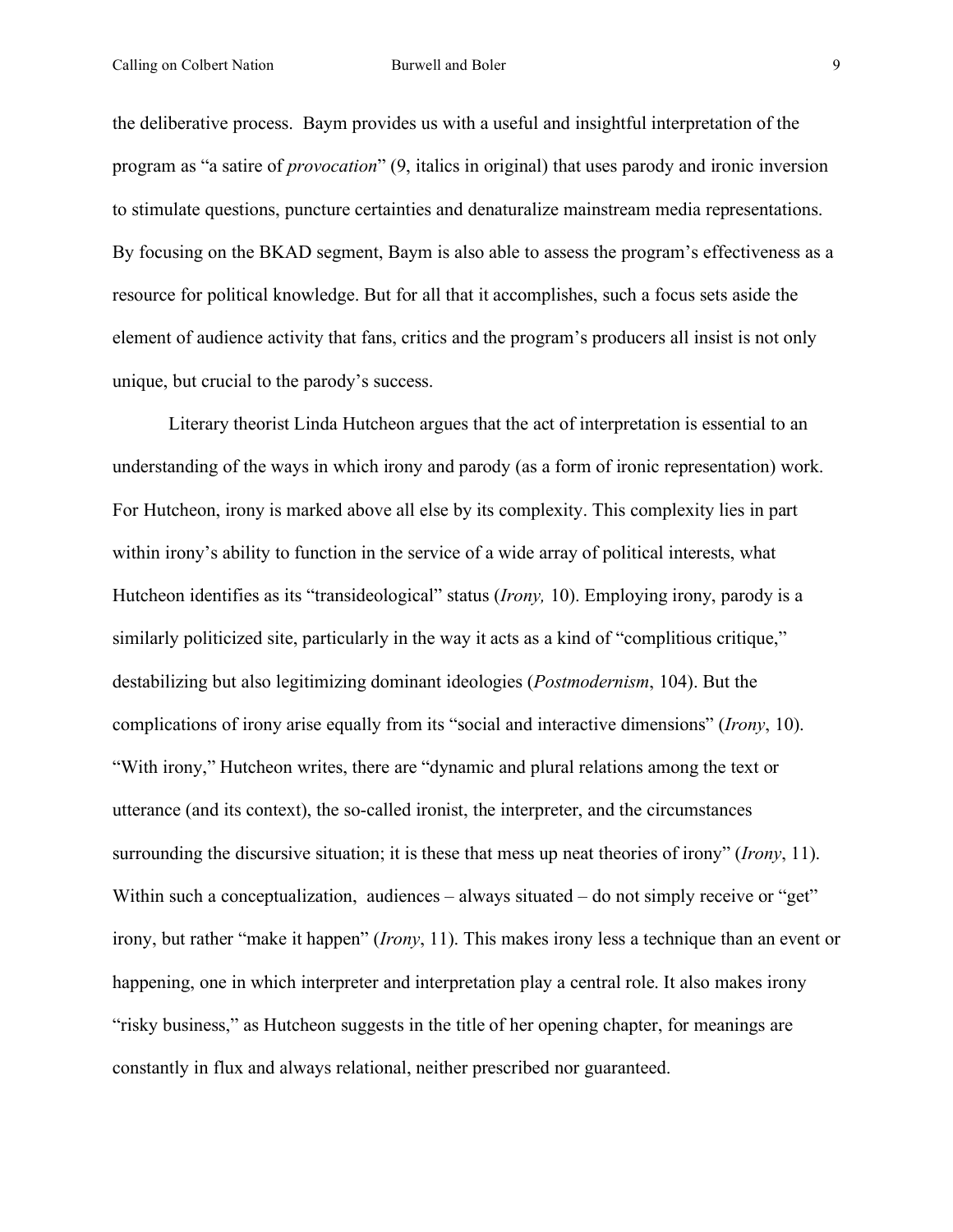the deliberative process. Baym provides us with a useful and insightful interpretation of the program as "a satire of *provocation*" (9, italics in original) that uses parody and ironic inversion to stimulate questions, puncture certainties and denaturalize mainstream media representations. By focusing on the BKAD segment, Baym is also able to assess the program's effectiveness as a resource for political knowledge. But for all that it accomplishes, such a focus sets aside the element of audience activity that fans, critics and the program's producers all insist is not only unique, but crucial to the parody's success.

Literary theorist Linda Hutcheon argues that the act of interpretation is essential to an understanding of the ways in which irony and parody (as a form of ironic representation) work. For Hutcheon, irony is marked above all else by its complexity. This complexity lies in part within irony's ability to function in the service of a wide array of political interests, what Hutcheon identifies as its "transideological" status (*Irony,* 10). Employing irony, parody is a similarly politicized site, particularly in the way it acts as a kind of "complitious critique," destabilizing but also legitimizing dominant ideologies (*Postmodernism*, 104). But the complications of irony arise equally from its "social and interactive dimensions" (*Irony*, 10). "With irony," Hutcheon writes, there are "dynamic and plural relations among the text or utterance (and its context), the so-called ironist, the interpreter, and the circumstances surrounding the discursive situation; it is these that mess up neat theories of irony" (*Irony*, 11). Within such a conceptualization, audiences – always situated – do not simply receive or "get" irony, but rather "make it happen" (*Irony*, 11). This makes irony less a technique than an event or happening, one in which interpreter and interpretation play a central role. It also makes irony "risky business," as Hutcheon suggests in the title of her opening chapter, for meanings are constantly in flux and always relational, neither prescribed nor guaranteed.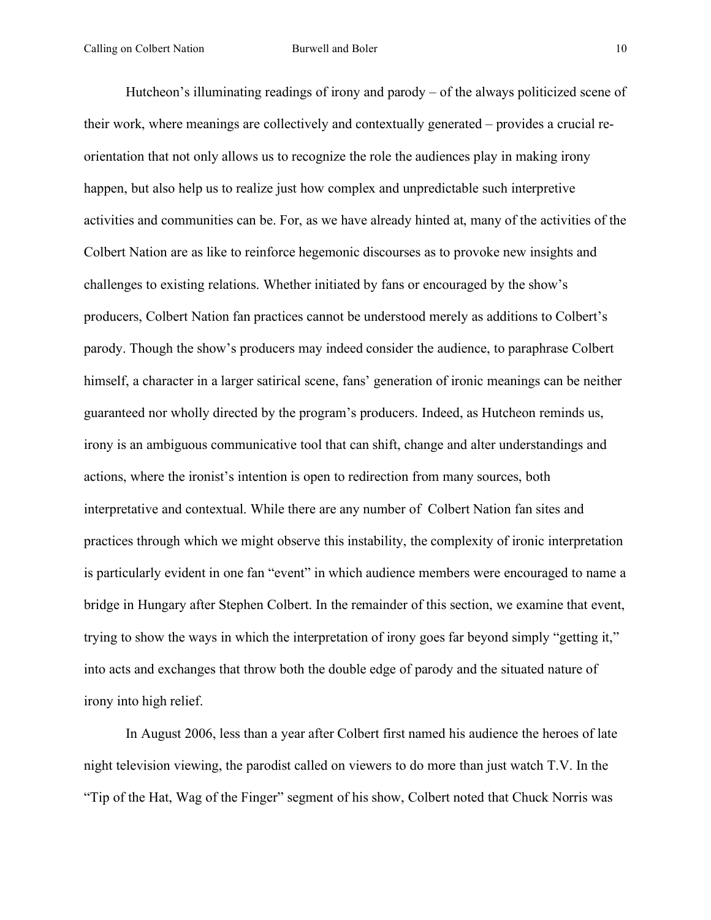Hutcheon's illuminating readings of irony and parody – of the always politicized scene of their work, where meanings are collectively and contextually generated – provides a crucial re-orientation that not only allows us to recognize the role the audiences play in making irony happen, but also help us to realize just how complex and unpredictable such interpretive activities and communities can be. For, as we have already hinted at, many of the activities of the Colbert Nation are as like to reinforce hegemonic discourses as to provoke new insights and challenges to existing relations. Whether initiated by fans or encouraged by the show's producers, Colbert Nation fan practices cannot be understood merely as additions to Colbert's parody. Though the show's producers may indeed consider the audience, to paraphrase Colbert himself, a character in a larger satirical scene, fans' generation of ironic meanings can be neither guaranteed nor wholly directed by the program's producers. Indeed, as Hutcheon reminds us, irony is an ambiguous communicative tool that can shift, change and alter understandings and actions, where the ironist's intention is open to redirection from many sources, both interpretative and contextual. While there are any number of Colbert Nation fan sites and practices through which we might observe this instability, the complexity of ironic interpretation is particularly evident in one fan "event" in which audience members were encouraged to name a bridge in Hungary after Stephen Colbert. In the remainder of this section, we examine that event, trying to show the ways in which the interpretation of irony goes far beyond simply "getting it," into acts and exchanges that throw both the double edge of parody and the situated nature of irony into high relief.

In August 2006, less than a year after Colbert first named his audience the heroes of late night television viewing, the parodist called on viewers to do more than just watch T.V. In the "Tip of the Hat, Wag of the Finger" segment of his show, Colbert noted that Chuck Norris was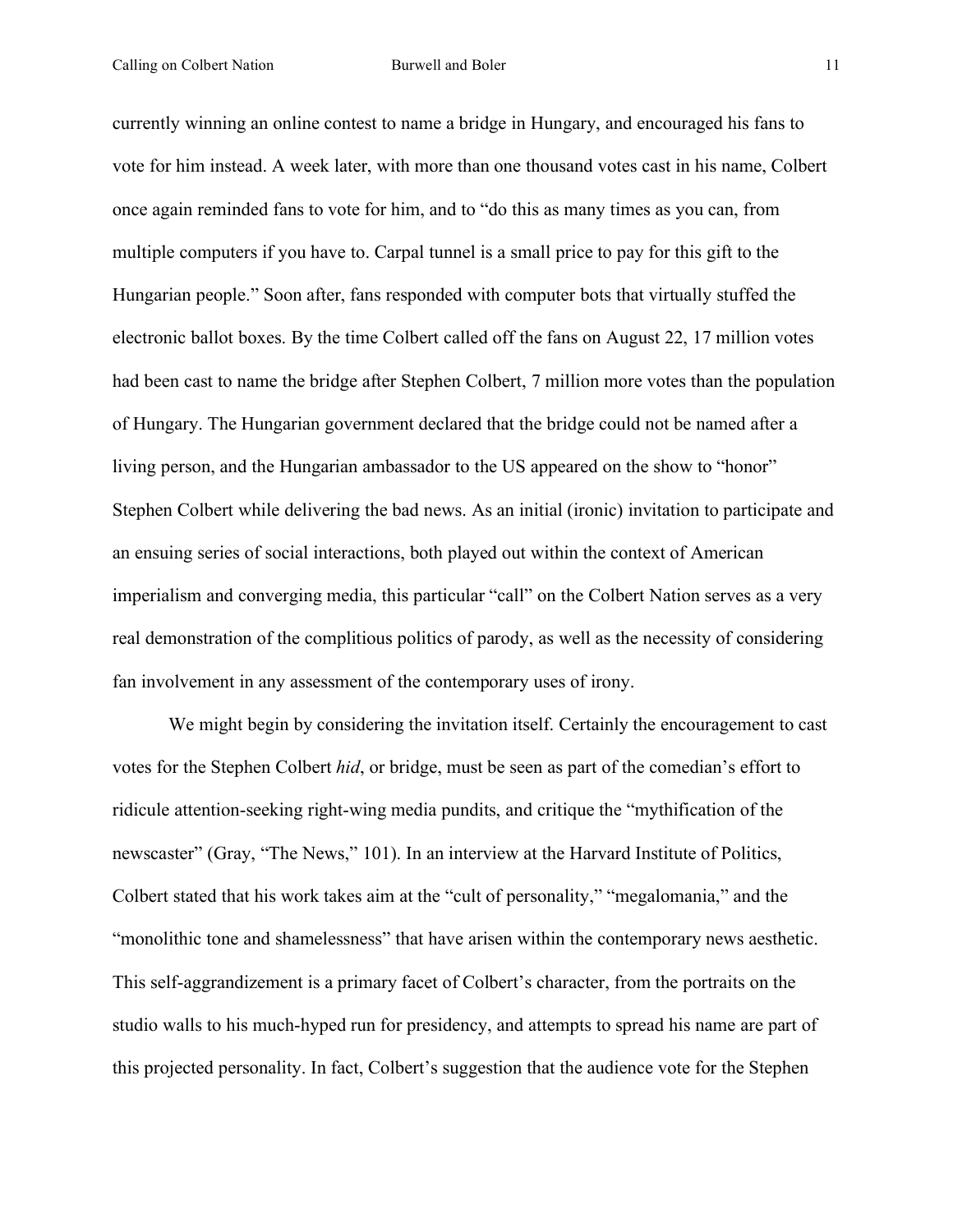currently winning an online contest to name a bridge in Hungary, and encouraged his fans to vote for him instead. A week later, with more than one thousand votes cast in his name, Colbert once again reminded fans to vote for him, and to "do this as many times as you can, from multiple computers if you have to. Carpal tunnel is a small price to pay for this gift to the Hungarian people." Soon after, fans responded with computer bots that virtually stuffed the electronic ballot boxes. By the time Colbert called off the fans on August 22, 17 million votes had been cast to name the bridge after Stephen Colbert, 7 million more votes than the population of Hungary. The Hungarian government declared that the bridge could not be named after a living person, and the Hungarian ambassador to the US appeared on the show to "honor" Stephen Colbert while delivering the bad news. As an initial (ironic) invitation to participate and an ensuing series of social interactions, both played out within the context of American imperialism and converging media, this particular "call" on the Colbert Nation serves as a very real demonstration of the complitious politics of parody, as well as the necessity of considering fan involvement in any assessment of the contemporary uses of irony.

We might begin by considering the invitation itself. Certainly the encouragement to cast votes for the Stephen Colbert *hid*, or bridge, must be seen as part of the comedian's effort to ridicule attention-seeking right-wing media pundits, and critique the "mythification of the newscaster" (Gray, "The News," 101). In an interview at the Harvard Institute of Politics, Colbert stated that his work takes aim at the "cult of personality," "megalomania," and the "monolithic tone and shamelessness" that have arisen within the contemporary news aesthetic. This self-aggrandizement is a primary facet of Colbert's character, from the portraits on the studio walls to his much-hyped run for presidency, and attempts to spread his name are part of this projected personality. In fact, Colbert's suggestion that the audience vote for the Stephen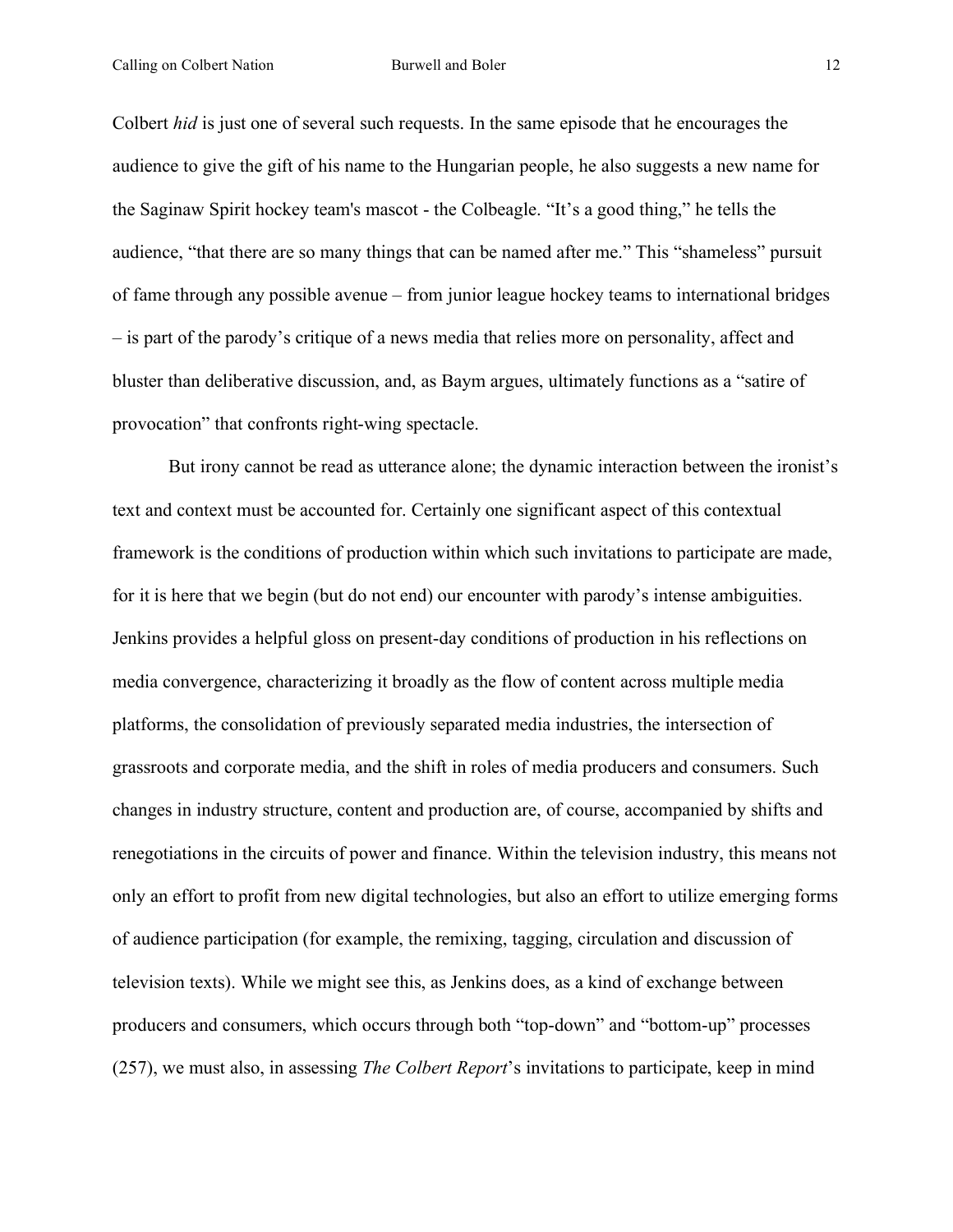Colbert *hid* is just one of several such requests. In the same episode that he encourages the audience to give the gift of his name to the Hungarian people, he also suggests a new name for the Saginaw Spirit hockey team's mascot - the Colbeagle. "It's a good thing," he tells the audience, "that there are so many things that can be named after me." This "shameless" pursuit of fame through any possible avenue – from junior league hockey teams to international bridges – is part of the parody's critique of a news media that relies more on personality, affect and bluster than deliberative discussion, and, as Baym argues, ultimately functions as a "satire of provocation" that confronts right-wing spectacle.

But irony cannot be read as utterance alone; the dynamic interaction between the ironist's text and context must be accounted for. Certainly one significant aspect of this contextual framework is the conditions of production within which such invitations to participate are made, for it is here that we begin (but do not end) our encounter with parody's intense ambiguities. Jenkins provides a helpful gloss on present-day conditions of production in his reflections on media convergence, characterizing it broadly as the flow of content across multiple media platforms, the consolidation of previously separated media industries, the intersection of grassroots and corporate media, and the shift in roles of media producers and consumers. Such changes in industry structure, content and production are, of course, accompanied by shifts and renegotiations in the circuits of power and finance. Within the television industry, this means not only an effort to profit from new digital technologies, but also an effort to utilize emerging forms of audience participation (for example, the remixing, tagging, circulation and discussion of television texts). While we might see this, as Jenkins does, as a kind of exchange between producers and consumers, which occurs through both "top-down" and "bottom-up" processes (257), we must also, in assessing *The Colbert Report*'s invitations to participate, keep in mind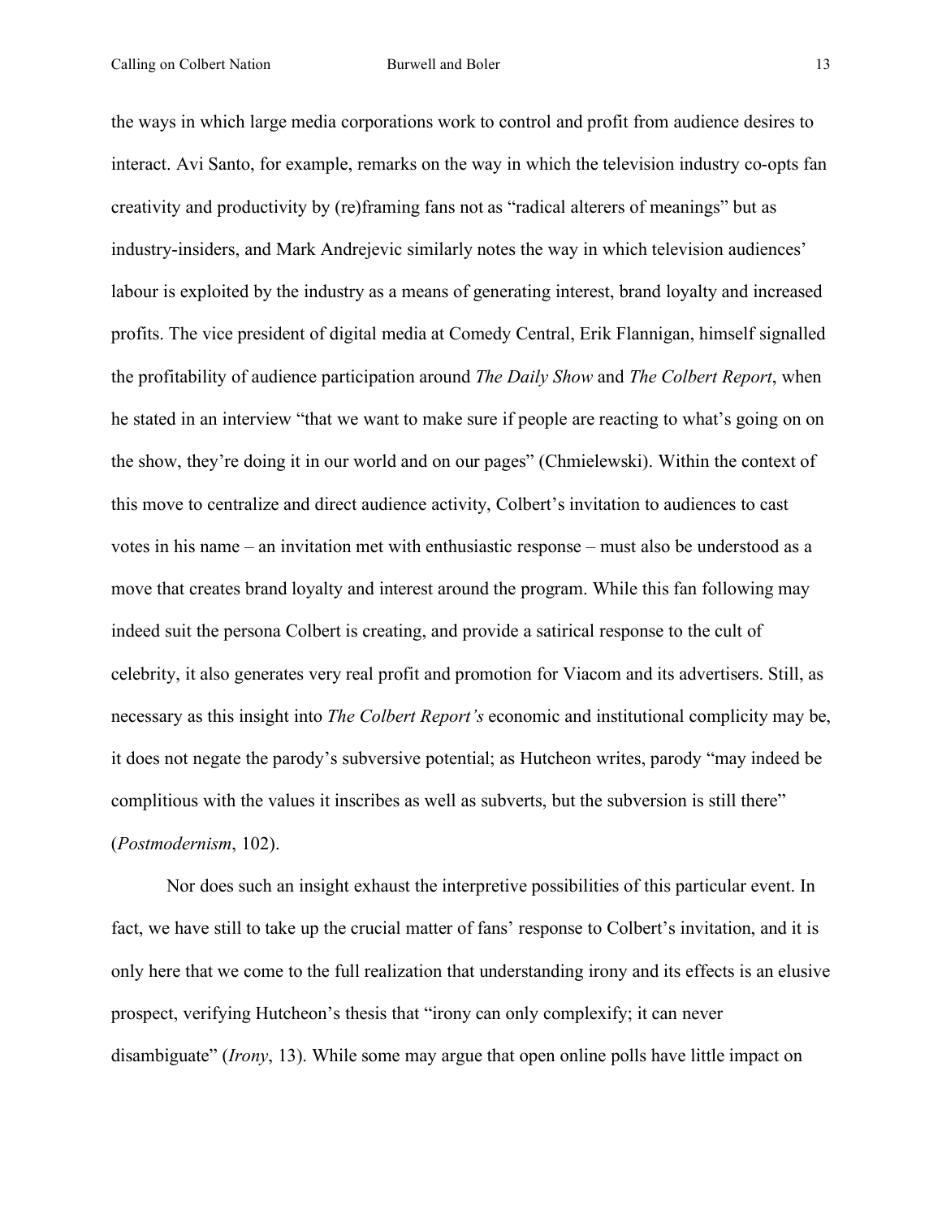the ways in which large media corporations work to control and profit from audience desires to interact. Avi Santo, for example, remarks on the way in which the television industry co-opts fan creativity and productivity by (re)framing fans not as "radical alterers of meanings" but as industry-insiders, and Mark Andrejevic similarly notes the way in which television audiences' labour is exploited by the industry as a means of generating interest, brand loyalty and increased profits. The vice president of digital media at Comedy Central, Erik Flannigan, himself signalled the profitability of audience participation around *The Daily Show* and *The Colbert Report*, when he stated in an interview "that we want to make sure if people are reacting to what's going on on the show, they're doing it in our world and on our pages" (Chmielewski). Within the context of this move to centralize and direct audience activity, Colbert's invitation to audiences to cast votes in his name – an invitation met with enthusiastic response – must also be understood as a move that creates brand loyalty and interest around the program. While this fan following may indeed suit the persona Colbert is creating, and provide a satirical response to the cult of celebrity, it also generates very real profit and promotion for Viacom and its advertisers. Still, as necessary as this insight into *The Colbert Report's* economic and institutional complicity may be, it does not negate the parody's subversive potential; as Hutcheon writes, parody "may indeed be complitious with the values it inscribes as well as subverts, but the subversion is still there" (*Postmodernism*, 102).

Nor does such an insight exhaust the interpretive possibilities of this particular event. In fact, we have still to take up the crucial matter of fans' response to Colbert's invitation, and it is only here that we come to the full realization that understanding irony and its effects is an elusive prospect, verifying Hutcheon's thesis that "irony can only complexify; it can never disambiguate" (*Irony*, 13). While some may argue that open online polls have little impact on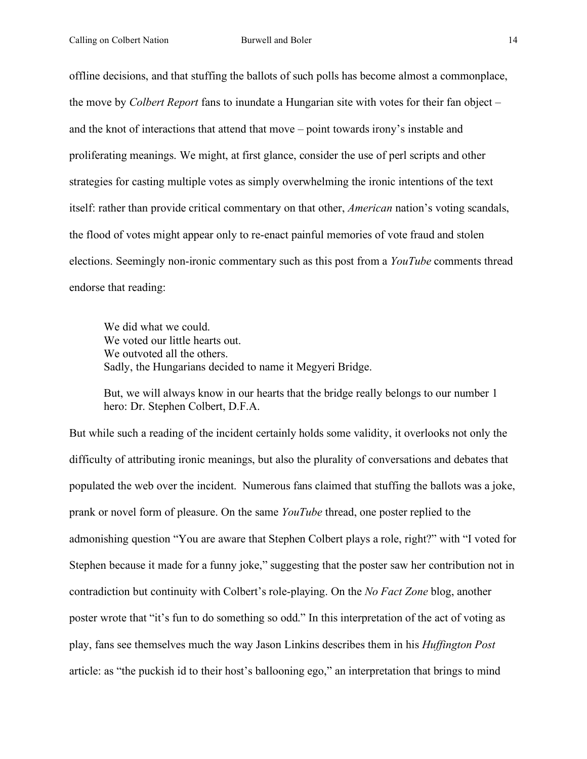offline decisions, and that stuffing the ballots of such polls has become almost a commonplace, the move by *Colbert Report* fans to inundate a Hungarian site with votes for their fan object – and the knot of interactions that attend that move – point towards irony's instable and proliferating meanings. We might, at first glance, consider the use of perl scripts and other strategies for casting multiple votes as simply overwhelming the ironic intentions of the text itself: rather than provide critical commentary on that other, *American* nation's voting scandals, the flood of votes might appear only to re-enact painful memories of vote fraud and stolen elections. Seemingly non-ironic commentary such as this post from a *YouTube* comments thread endorse that reading:

> We did what we could.
> We voted our little hearts out.
> We outvoted all the others.
> Sadly, the Hungarians decided to name it Megyeri Bridge.
>
> But, we will always know in our hearts that the bridge really belongs to our number 1 hero: Dr. Stephen Colbert, D.F.A.

But while such a reading of the incident certainly holds some validity, it overlooks not only the difficulty of attributing ironic meanings, but also the plurality of conversations and debates that populated the web over the incident. Numerous fans claimed that stuffing the ballots was a joke, prank or novel form of pleasure. On the same *YouTube* thread, one poster replied to the admonishing question "You are aware that Stephen Colbert plays a role, right?" with "I voted for Stephen because it made for a funny joke," suggesting that the poster saw her contribution not in contradiction but continuity with Colbert's role-playing. On the *No Fact Zone* blog, another poster wrote that "it's fun to do something so odd." In this interpretation of the act of voting as play, fans see themselves much the way Jason Linkins describes them in his *Huffington Post* article: as "the puckish id to their host's ballooning ego," an interpretation that brings to mind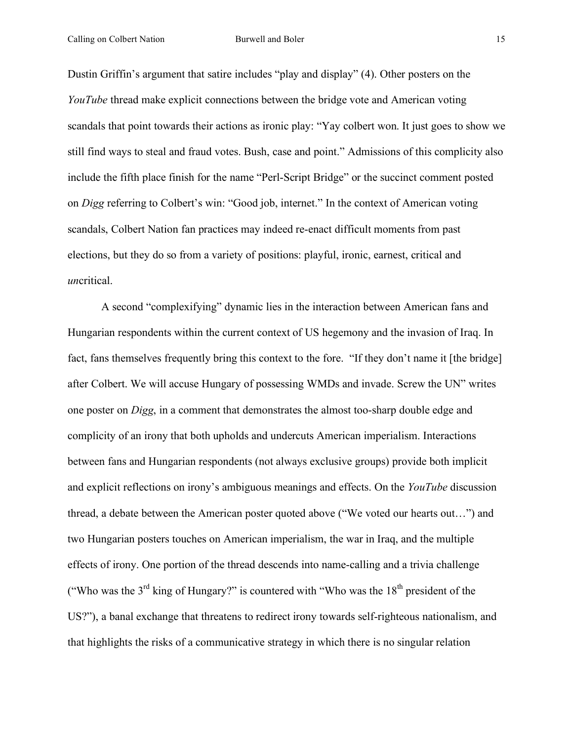Dustin Griffin's argument that satire includes "play and display" (4). Other posters on the *YouTube* thread make explicit connections between the bridge vote and American voting scandals that point towards their actions as ironic play: "Yay colbert won. It just goes to show we still find ways to steal and fraud votes. Bush, case and point." Admissions of this complicity also include the fifth place finish for the name "Perl-Script Bridge" or the succinct comment posted on *Digg* referring to Colbert's win: "Good job, internet." In the context of American voting scandals, Colbert Nation fan practices may indeed re-enact difficult moments from past elections, but they do so from a variety of positions: playful, ironic, earnest, critical and *un*critical.

A second "complexifying" dynamic lies in the interaction between American fans and Hungarian respondents within the current context of US hegemony and the invasion of Iraq. In fact, fans themselves frequently bring this context to the fore. "If they don't name it [the bridge] after Colbert. We will accuse Hungary of possessing WMDs and invade. Screw the UN" writes one poster on *Digg*, in a comment that demonstrates the almost too-sharp double edge and complicity of an irony that both upholds and undercuts American imperialism. Interactions between fans and Hungarian respondents (not always exclusive groups) provide both implicit and explicit reflections on irony's ambiguous meanings and effects. On the *YouTube* discussion thread, a debate between the American poster quoted above ("We voted our hearts out…") and two Hungarian posters touches on American imperialism, the war in Iraq, and the multiple effects of irony. One portion of the thread descends into name-calling and a trivia challenge ("Who was the 3rd king of Hungary?" is countered with "Who was the 18th president of the US?"), a banal exchange that threatens to redirect irony towards self-righteous nationalism, and that highlights the risks of a communicative strategy in which there is no singular relation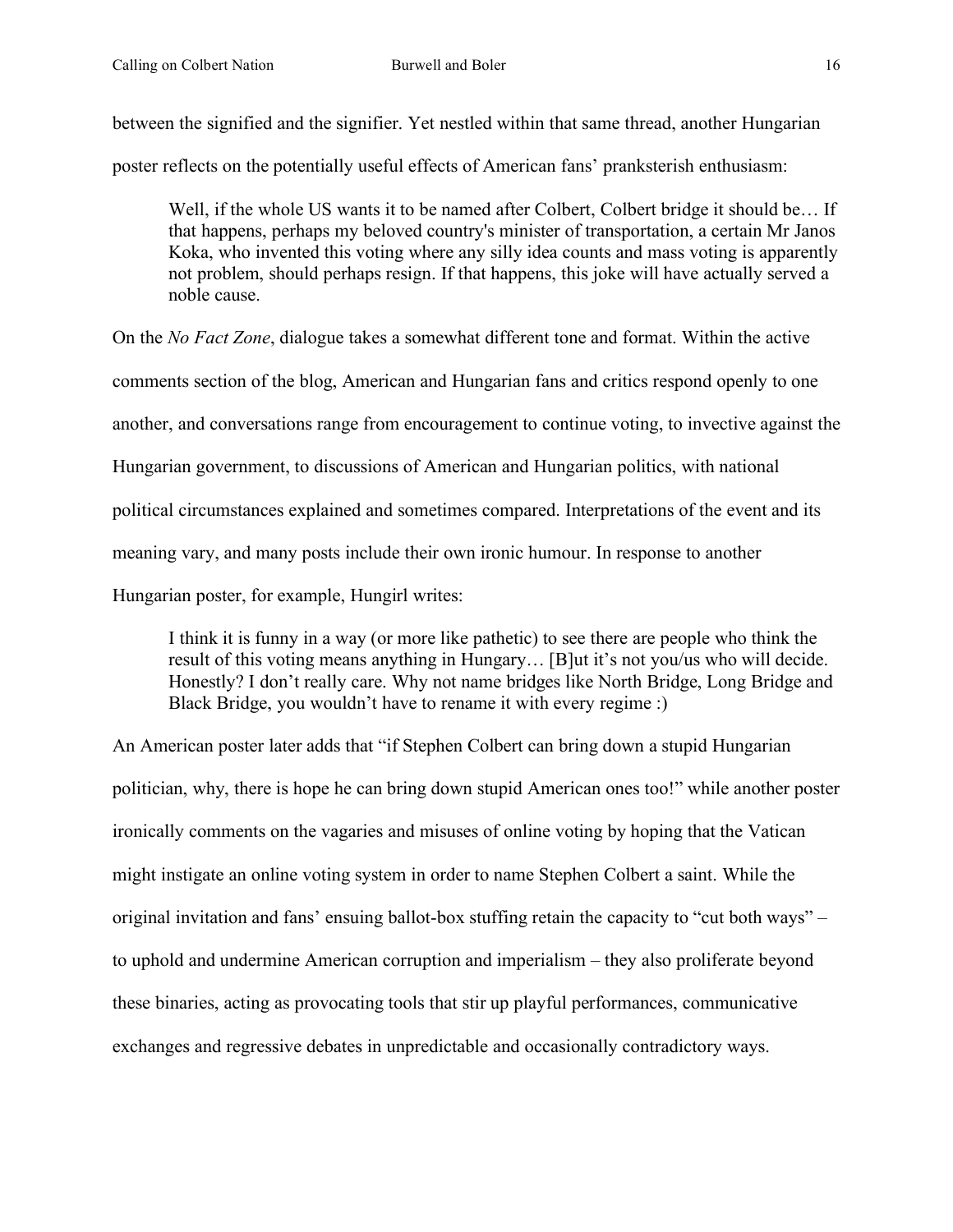between the signified and the signifier. Yet nestled within that same thread, another Hungarian poster reflects on the potentially useful effects of American fans' pranksterish enthusiasm:

> Well, if the whole US wants it to be named after Colbert, Colbert bridge it should be… If that happens, perhaps my beloved country's minister of transportation, a certain Mr Janos Koka, who invented this voting where any silly idea counts and mass voting is apparently not problem, should perhaps resign. If that happens, this joke will have actually served a noble cause.

On the *No Fact Zone*, dialogue takes a somewhat different tone and format. Within the active comments section of the blog, American and Hungarian fans and critics respond openly to one another, and conversations range from encouragement to continue voting, to invective against the Hungarian government, to discussions of American and Hungarian politics, with national political circumstances explained and sometimes compared. Interpretations of the event and its meaning vary, and many posts include their own ironic humour. In response to another Hungarian poster, for example, Hungirl writes:

> I think it is funny in a way (or more like pathetic) to see there are people who think the result of this voting means anything in Hungary… [B]ut it's not you/us who will decide. Honestly? I don't really care. Why not name bridges like North Bridge, Long Bridge and Black Bridge, you wouldn't have to rename it with every regime :)

An American poster later adds that "if Stephen Colbert can bring down a stupid Hungarian politician, why, there is hope he can bring down stupid American ones too!" while another poster ironically comments on the vagaries and misuses of online voting by hoping that the Vatican might instigate an online voting system in order to name Stephen Colbert a saint. While the original invitation and fans' ensuing ballot-box stuffing retain the capacity to "cut both ways" – to uphold and undermine American corruption and imperialism – they also proliferate beyond these binaries, acting as provocating tools that stir up playful performances, communicative exchanges and regressive debates in unpredictable and occasionally contradictory ways.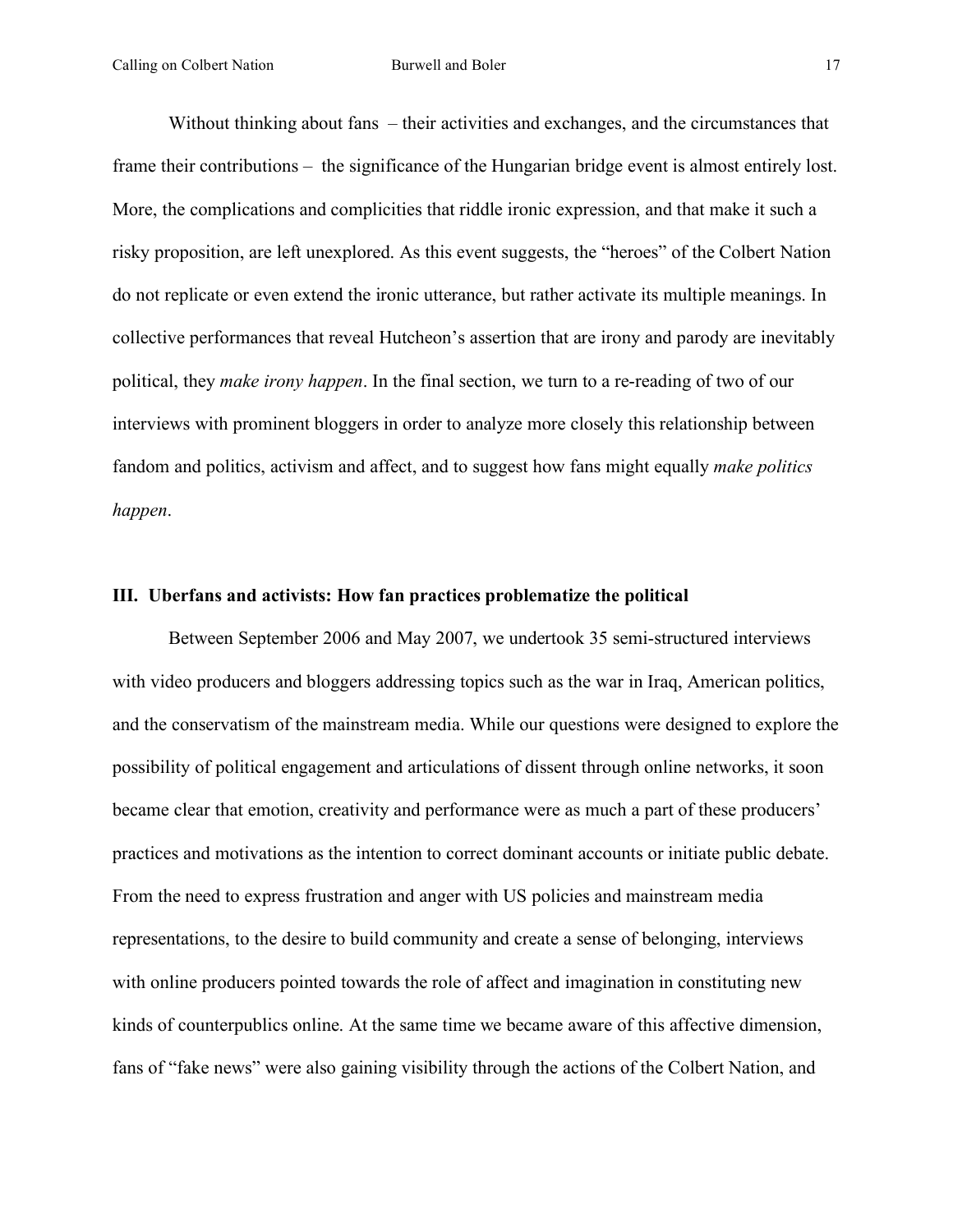Without thinking about fans – their activities and exchanges, and the circumstances that frame their contributions – the significance of the Hungarian bridge event is almost entirely lost. More, the complications and complicities that riddle ironic expression, and that make it such a risky proposition, are left unexplored. As this event suggests, the "heroes" of the Colbert Nation do not replicate or even extend the ironic utterance, but rather activate its multiple meanings. In collective performances that reveal Hutcheon's assertion that are irony and parody are inevitably political, they *make irony happen*. In the final section, we turn to a re-reading of two of our interviews with prominent bloggers in order to analyze more closely this relationship between fandom and politics, activism and affect, and to suggest how fans might equally *make politics happen*.

## III. Uberfans and activists: How fan practices problematize the political

Between September 2006 and May 2007, we undertook 35 semi-structured interviews with video producers and bloggers addressing topics such as the war in Iraq, American politics, and the conservatism of the mainstream media. While our questions were designed to explore the possibility of political engagement and articulations of dissent through online networks, it soon became clear that emotion, creativity and performance were as much a part of these producers' practices and motivations as the intention to correct dominant accounts or initiate public debate. From the need to express frustration and anger with US policies and mainstream media representations, to the desire to build community and create a sense of belonging, interviews with online producers pointed towards the role of affect and imagination in constituting new kinds of counterpublics online. At the same time we became aware of this affective dimension, fans of "fake news" were also gaining visibility through the actions of the Colbert Nation, and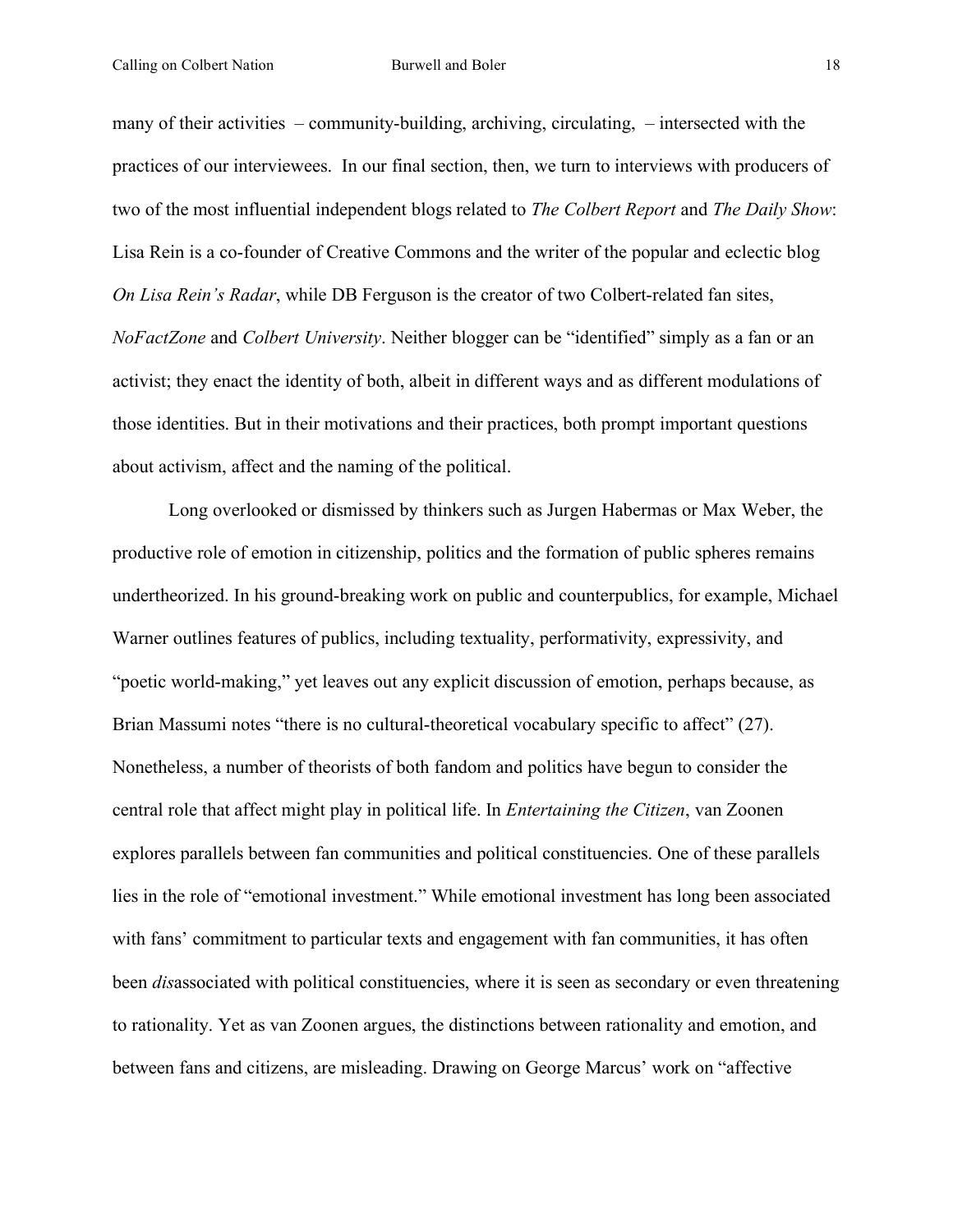many of their activities – community-building, archiving, circulating, – intersected with the practices of our interviewees. In our final section, then, we turn to interviews with producers of two of the most influential independent blogs related to *The Colbert Report* and *The Daily Show*: Lisa Rein is a co-founder of Creative Commons and the writer of the popular and eclectic blog *On Lisa Rein's Radar*, while DB Ferguson is the creator of two Colbert-related fan sites, *NoFactZone* and *Colbert University*. Neither blogger can be "identified" simply as a fan or an activist; they enact the identity of both, albeit in different ways and as different modulations of those identities. But in their motivations and their practices, both prompt important questions about activism, affect and the naming of the political.

Long overlooked or dismissed by thinkers such as Jurgen Habermas or Max Weber, the productive role of emotion in citizenship, politics and the formation of public spheres remains undertheorized. In his ground-breaking work on public and counterpublics, for example, Michael Warner outlines features of publics, including textuality, performativity, expressivity, and "poetic world-making," yet leaves out any explicit discussion of emotion, perhaps because, as Brian Massumi notes "there is no cultural-theoretical vocabulary specific to affect" (27). Nonetheless, a number of theorists of both fandom and politics have begun to consider the central role that affect might play in political life. In *Entertaining the Citizen*, van Zoonen explores parallels between fan communities and political constituencies. One of these parallels lies in the role of "emotional investment." While emotional investment has long been associated with fans' commitment to particular texts and engagement with fan communities, it has often been *dis*associated with political constituencies, where it is seen as secondary or even threatening to rationality. Yet as van Zoonen argues, the distinctions between rationality and emotion, and between fans and citizens, are misleading. Drawing on George Marcus' work on "affective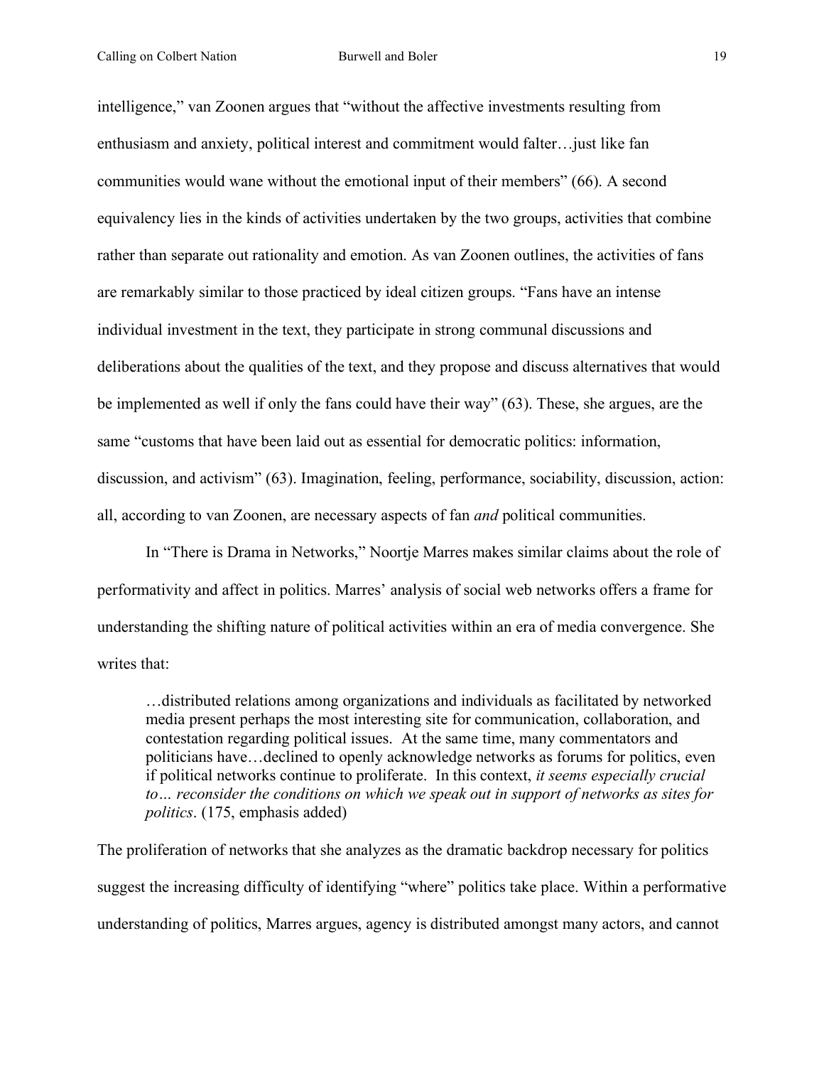intelligence," van Zoonen argues that "without the affective investments resulting from enthusiasm and anxiety, political interest and commitment would falter…just like fan communities would wane without the emotional input of their members" (66). A second equivalency lies in the kinds of activities undertaken by the two groups, activities that combine rather than separate out rationality and emotion. As van Zoonen outlines, the activities of fans are remarkably similar to those practiced by ideal citizen groups. "Fans have an intense individual investment in the text, they participate in strong communal discussions and deliberations about the qualities of the text, and they propose and discuss alternatives that would be implemented as well if only the fans could have their way" (63). These, she argues, are the same "customs that have been laid out as essential for democratic politics: information, discussion, and activism" (63). Imagination, feeling, performance, sociability, discussion, action: all, according to van Zoonen, are necessary aspects of fan *and* political communities.

In "There is Drama in Networks," Noortje Marres makes similar claims about the role of performativity and affect in politics. Marres' analysis of social web networks offers a frame for understanding the shifting nature of political activities within an era of media convergence. She writes that:

> …distributed relations among organizations and individuals as facilitated by networked media present perhaps the most interesting site for communication, collaboration, and contestation regarding political issues. At the same time, many commentators and politicians have…declined to openly acknowledge networks as forums for politics, even if political networks continue to proliferate. In this context, *it seems especially crucial to… reconsider the conditions on which we speak out in support of networks as sites for politics*. (175, emphasis added)

The proliferation of networks that she analyzes as the dramatic backdrop necessary for politics suggest the increasing difficulty of identifying "where" politics take place. Within a performative understanding of politics, Marres argues, agency is distributed amongst many actors, and cannot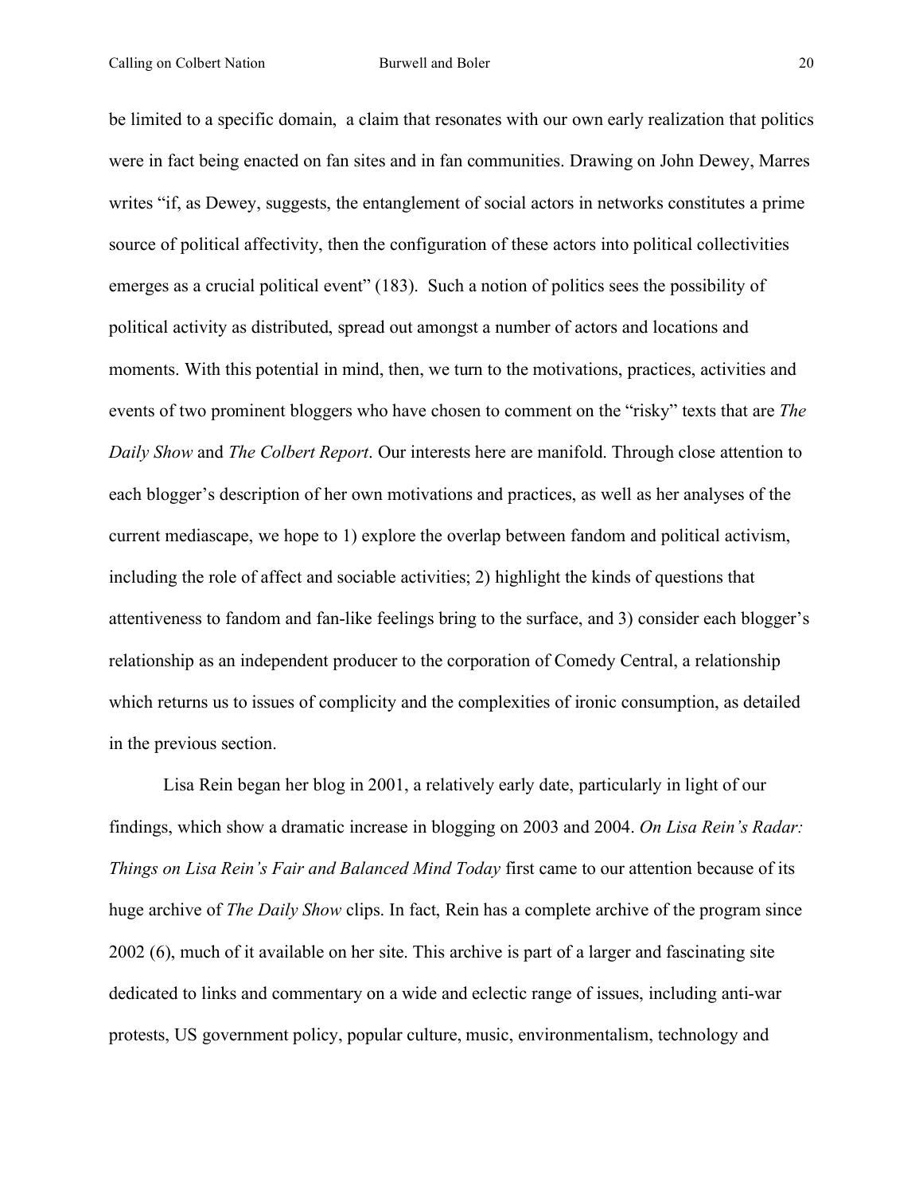be limited to a specific domain,  a claim that resonates with our own early realization that politics were in fact being enacted on fan sites and in fan communities. Drawing on John Dewey, Marres writes "if, as Dewey, suggests, the entanglement of social actors in networks constitutes a prime source of political affectivity, then the configuration of these actors into political collectivities emerges as a crucial political event" (183).  Such a notion of politics sees the possibility of political activity as distributed, spread out amongst a number of actors and locations and moments. With this potential in mind, then, we turn to the motivations, practices, activities and events of two prominent bloggers who have chosen to comment on the "risky" texts that are *The Daily Show* and *The Colbert Report*. Our interests here are manifold. Through close attention to each blogger's description of her own motivations and practices, as well as her analyses of the current mediascape, we hope to 1) explore the overlap between fandom and political activism, including the role of affect and sociable activities; 2) highlight the kinds of questions that attentiveness to fandom and fan-like feelings bring to the surface, and 3) consider each blogger's relationship as an independent producer to the corporation of Comedy Central, a relationship which returns us to issues of complicity and the complexities of ironic consumption, as detailed in the previous section.

Lisa Rein began her blog in 2001, a relatively early date, particularly in light of our findings, which show a dramatic increase in blogging on 2003 and 2004. *On Lisa Rein's Radar: Things on Lisa Rein's Fair and Balanced Mind Today* first came to our attention because of its huge archive of *The Daily Show* clips. In fact, Rein has a complete archive of the program since 2002 (6), much of it available on her site. This archive is part of a larger and fascinating site dedicated to links and commentary on a wide and eclectic range of issues, including anti-war protests, US government policy, popular culture, music, environmentalism, technology and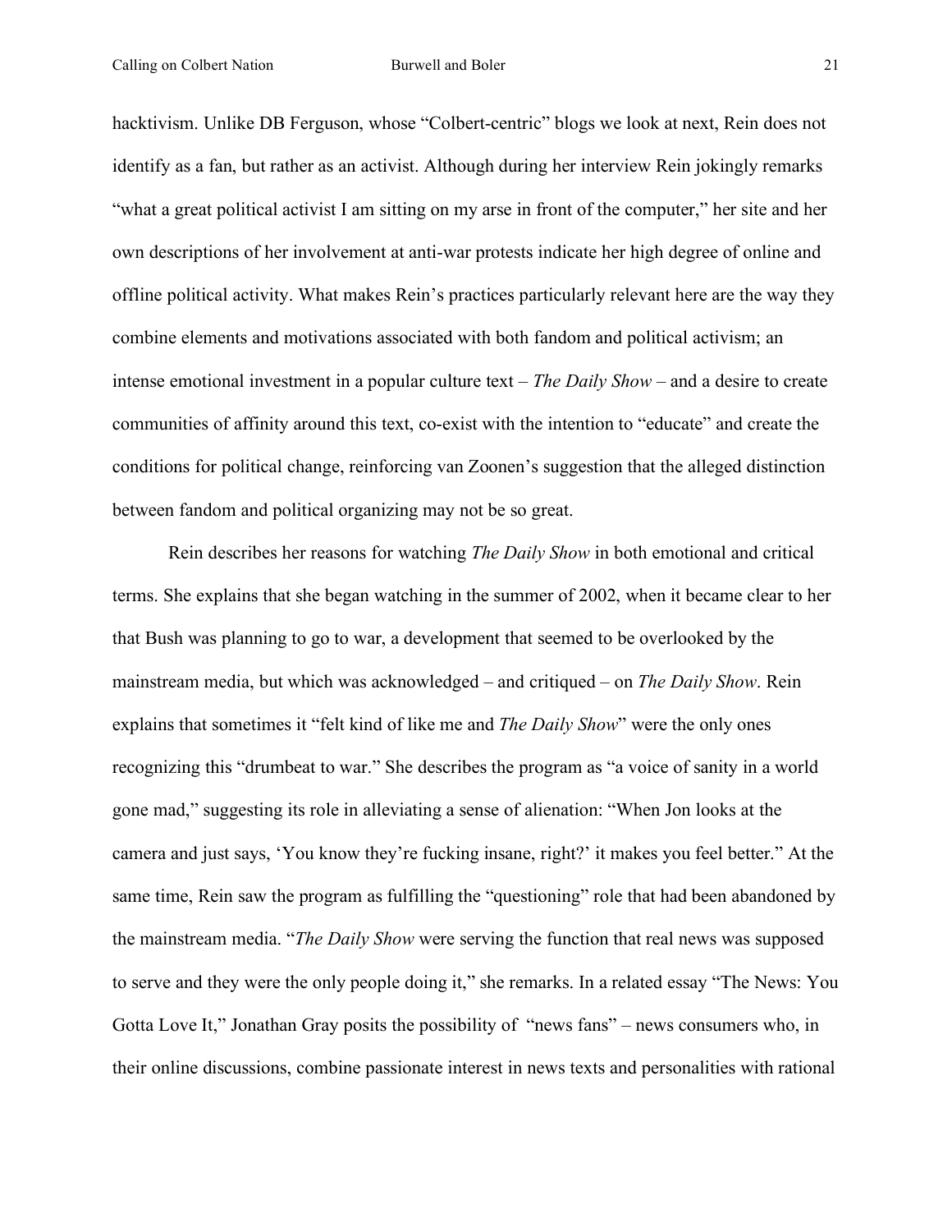hacktivism. Unlike DB Ferguson, whose "Colbert-centric" blogs we look at next, Rein does not identify as a fan, but rather as an activist. Although during her interview Rein jokingly remarks "what a great political activist I am sitting on my arse in front of the computer," her site and her own descriptions of her involvement at anti-war protests indicate her high degree of online and offline political activity. What makes Rein's practices particularly relevant here are the way they combine elements and motivations associated with both fandom and political activism; an intense emotional investment in a popular culture text – *The Daily Show* – and a desire to create communities of affinity around this text, co-exist with the intention to "educate" and create the conditions for political change, reinforcing van Zoonen's suggestion that the alleged distinction between fandom and political organizing may not be so great.

Rein describes her reasons for watching *The Daily Show* in both emotional and critical terms. She explains that she began watching in the summer of 2002, when it became clear to her that Bush was planning to go to war, a development that seemed to be overlooked by the mainstream media, but which was acknowledged – and critiqued – on *The Daily Show*. Rein explains that sometimes it "felt kind of like me and *The Daily Show*" were the only ones recognizing this "drumbeat to war." She describes the program as "a voice of sanity in a world gone mad," suggesting its role in alleviating a sense of alienation: "When Jon looks at the camera and just says, 'You know they're fucking insane, right?' it makes you feel better." At the same time, Rein saw the program as fulfilling the "questioning" role that had been abandoned by the mainstream media. "*The Daily Show* were serving the function that real news was supposed to serve and they were the only people doing it," she remarks. In a related essay "The News: You Gotta Love It," Jonathan Gray posits the possibility of "news fans" – news consumers who, in their online discussions, combine passionate interest in news texts and personalities with rational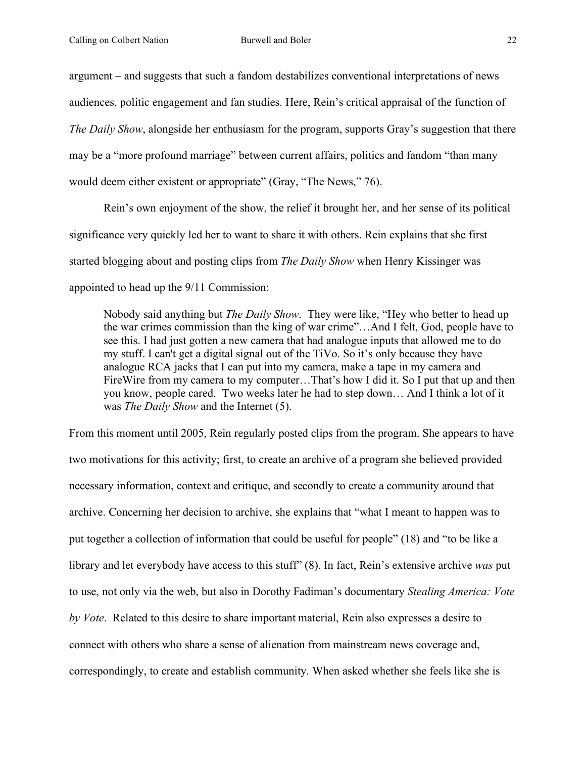argument – and suggests that such a fandom destabilizes conventional interpretations of news audiences, politic engagement and fan studies. Here, Rein's critical appraisal of the function of *The Daily Show*, alongside her enthusiasm for the program, supports Gray's suggestion that there may be a "more profound marriage" between current affairs, politics and fandom "than many would deem either existent or appropriate" (Gray, "The News," 76).

Rein's own enjoyment of the show, the relief it brought her, and her sense of its political significance very quickly led her to want to share it with others. Rein explains that she first started blogging about and posting clips from *The Daily Show* when Henry Kissinger was appointed to head up the 9/11 Commission:

> Nobody said anything but *The Daily Show*. They were like, "Hey who better to head up the war crimes commission than the king of war crime"…And I felt, God, people have to see this. I had just gotten a new camera that had analogue inputs that allowed me to do my stuff. I can't get a digital signal out of the TiVo. So it's only because they have analogue RCA jacks that I can put into my camera, make a tape in my camera and FireWire from my camera to my computer…That's how I did it. So I put that up and then you know, people cared. Two weeks later he had to step down… And I think a lot of it was *The Daily Show* and the Internet (5).

From this moment until 2005, Rein regularly posted clips from the program. She appears to have two motivations for this activity; first, to create an archive of a program she believed provided necessary information, context and critique, and secondly to create a community around that archive. Concerning her decision to archive, she explains that "what I meant to happen was to put together a collection of information that could be useful for people" (18) and "to be like a library and let everybody have access to this stuff" (8). In fact, Rein's extensive archive *was* put to use, not only via the web, but also in Dorothy Fadiman's documentary *Stealing America: Vote by Vote*. Related to this desire to share important material, Rein also expresses a desire to connect with others who share a sense of alienation from mainstream news coverage and, correspondingly, to create and establish community. When asked whether she feels like she is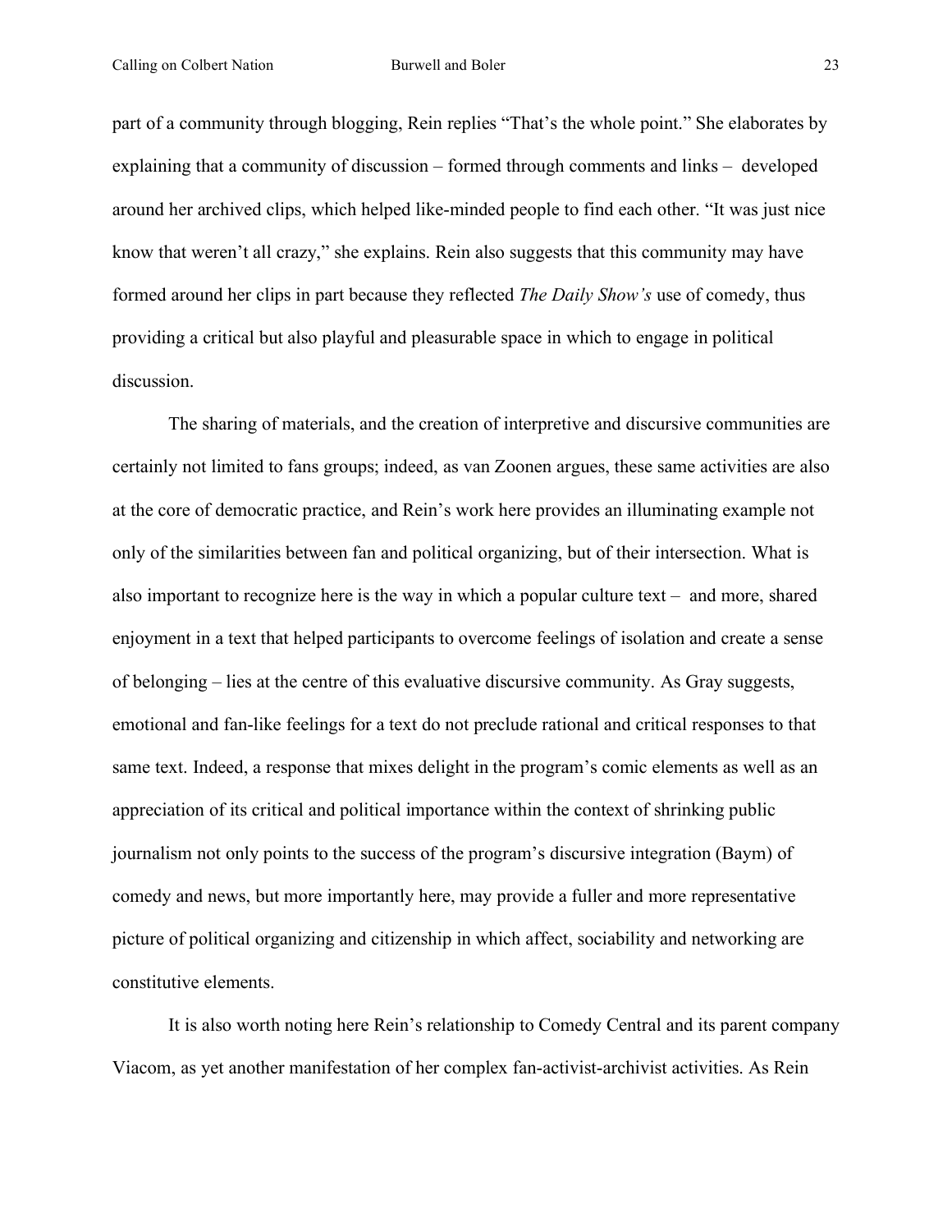part of a community through blogging, Rein replies “That’s the whole point.” She elaborates by explaining that a community of discussion – formed through comments and links – developed around her archived clips, which helped like-minded people to find each other. “It was just nice know that weren’t all crazy,” she explains. Rein also suggests that this community may have formed around her clips in part because they reflected *The Daily Show’s* use of comedy, thus providing a critical but also playful and pleasurable space in which to engage in political discussion.

The sharing of materials, and the creation of interpretive and discursive communities are certainly not limited to fans groups; indeed, as van Zoonen argues, these same activities are also at the core of democratic practice, and Rein’s work here provides an illuminating example not only of the similarities between fan and political organizing, but of their intersection. What is also important to recognize here is the way in which a popular culture text – and more, shared enjoyment in a text that helped participants to overcome feelings of isolation and create a sense of belonging – lies at the centre of this evaluative discursive community. As Gray suggests, emotional and fan-like feelings for a text do not preclude rational and critical responses to that same text. Indeed, a response that mixes delight in the program’s comic elements as well as an appreciation of its critical and political importance within the context of shrinking public journalism not only points to the success of the program’s discursive integration (Baym) of comedy and news, but more importantly here, may provide a fuller and more representative picture of political organizing and citizenship in which affect, sociability and networking are constitutive elements.

It is also worth noting here Rein’s relationship to Comedy Central and its parent company Viacom, as yet another manifestation of her complex fan-activist-archivist activities. As Rein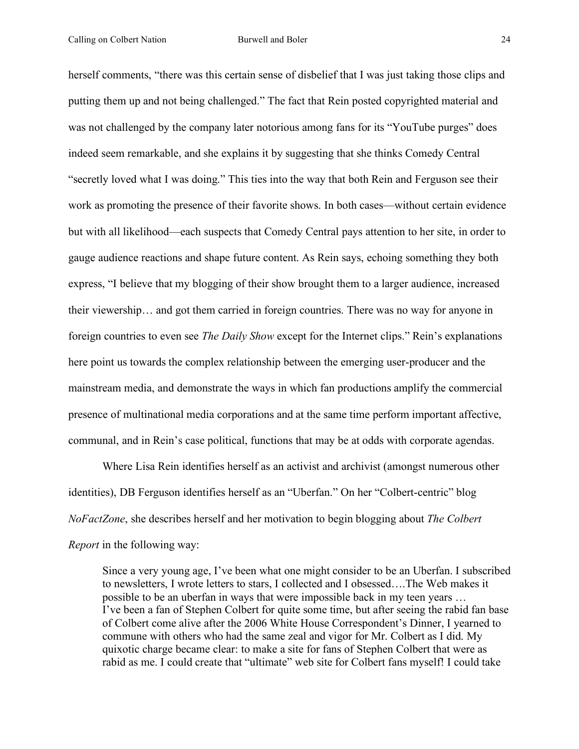herself comments, "there was this certain sense of disbelief that I was just taking those clips and putting them up and not being challenged." The fact that Rein posted copyrighted material and was not challenged by the company later notorious among fans for its "YouTube purges" does indeed seem remarkable, and she explains it by suggesting that she thinks Comedy Central "secretly loved what I was doing." This ties into the way that both Rein and Ferguson see their work as promoting the presence of their favorite shows. In both cases—without certain evidence but with all likelihood—each suspects that Comedy Central pays attention to her site, in order to gauge audience reactions and shape future content. As Rein says, echoing something they both express, "I believe that my blogging of their show brought them to a larger audience, increased their viewership… and got them carried in foreign countries. There was no way for anyone in foreign countries to even see *The Daily Show* except for the Internet clips." Rein's explanations here point us towards the complex relationship between the emerging user-producer and the mainstream media, and demonstrate the ways in which fan productions amplify the commercial presence of multinational media corporations and at the same time perform important affective, communal, and in Rein's case political, functions that may be at odds with corporate agendas.

Where Lisa Rein identifies herself as an activist and archivist (amongst numerous other identities), DB Ferguson identifies herself as an "Uberfan." On her "Colbert-centric" blog *NoFactZone*, she describes herself and her motivation to begin blogging about *The Colbert Report* in the following way:

> Since a very young age, I've been what one might consider to be an Uberfan. I subscribed to newsletters, I wrote letters to stars, I collected and I obsessed….The Web makes it possible to be an uberfan in ways that were impossible back in my teen years … I've been a fan of Stephen Colbert for quite some time, but after seeing the rabid fan base of Colbert come alive after the 2006 White House Correspondent's Dinner, I yearned to commune with others who had the same zeal and vigor for Mr. Colbert as I did. My quixotic charge became clear: to make a site for fans of Stephen Colbert that were as rabid as me. I could create that "ultimate" web site for Colbert fans myself! I could take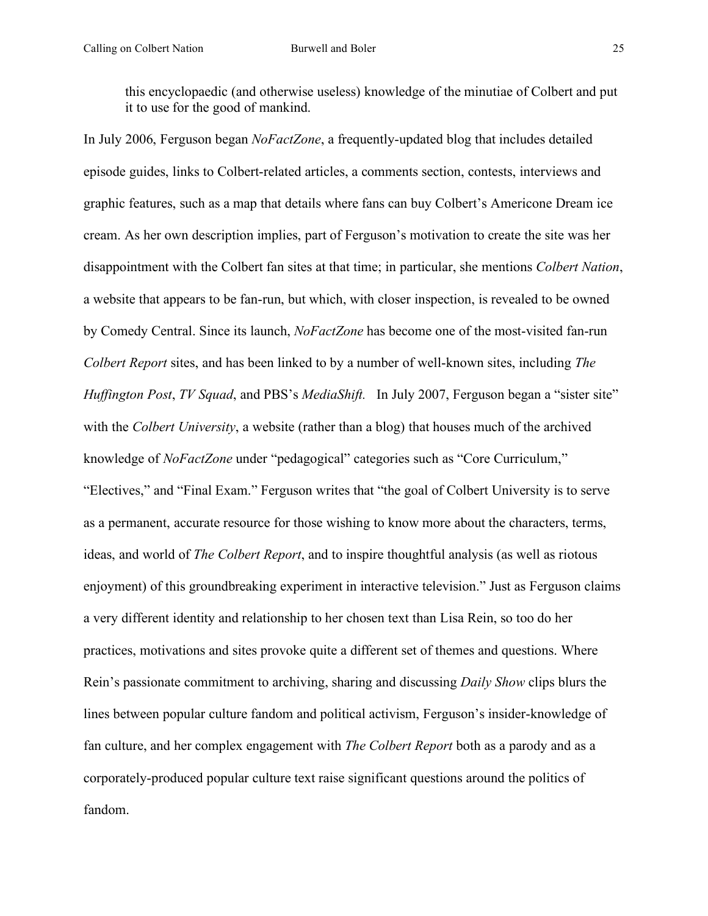> this encyclopaedic (and otherwise useless) knowledge of the minutiae of Colbert and put it to use for the good of mankind.

In July 2006, Ferguson began *NoFactZone*, a frequently-updated blog that includes detailed episode guides, links to Colbert-related articles, a comments section, contests, interviews and graphic features, such as a map that details where fans can buy Colbert's Americone Dream ice cream. As her own description implies, part of Ferguson's motivation to create the site was her disappointment with the Colbert fan sites at that time; in particular, she mentions *Colbert Nation*, a website that appears to be fan-run, but which, with closer inspection, is revealed to be owned by Comedy Central. Since its launch, *NoFactZone* has become one of the most-visited fan-run *Colbert Report* sites, and has been linked to by a number of well-known sites, including *The Huffington Post*, *TV Squad*, and PBS's *MediaShift.* In July 2007, Ferguson began a "sister site" with the *Colbert University*, a website (rather than a blog) that houses much of the archived knowledge of *NoFactZone* under "pedagogical" categories such as "Core Curriculum," "Electives," and "Final Exam." Ferguson writes that "the goal of Colbert University is to serve as a permanent, accurate resource for those wishing to know more about the characters, terms, ideas, and world of *The Colbert Report*, and to inspire thoughtful analysis (as well as riotous enjoyment) of this groundbreaking experiment in interactive television." Just as Ferguson claims a very different identity and relationship to her chosen text than Lisa Rein, so too do her practices, motivations and sites provoke quite a different set of themes and questions. Where Rein's passionate commitment to archiving, sharing and discussing *Daily Show* clips blurs the lines between popular culture fandom and political activism, Ferguson's insider-knowledge of fan culture, and her complex engagement with *The Colbert Report* both as a parody and as a corporately-produced popular culture text raise significant questions around the politics of fandom.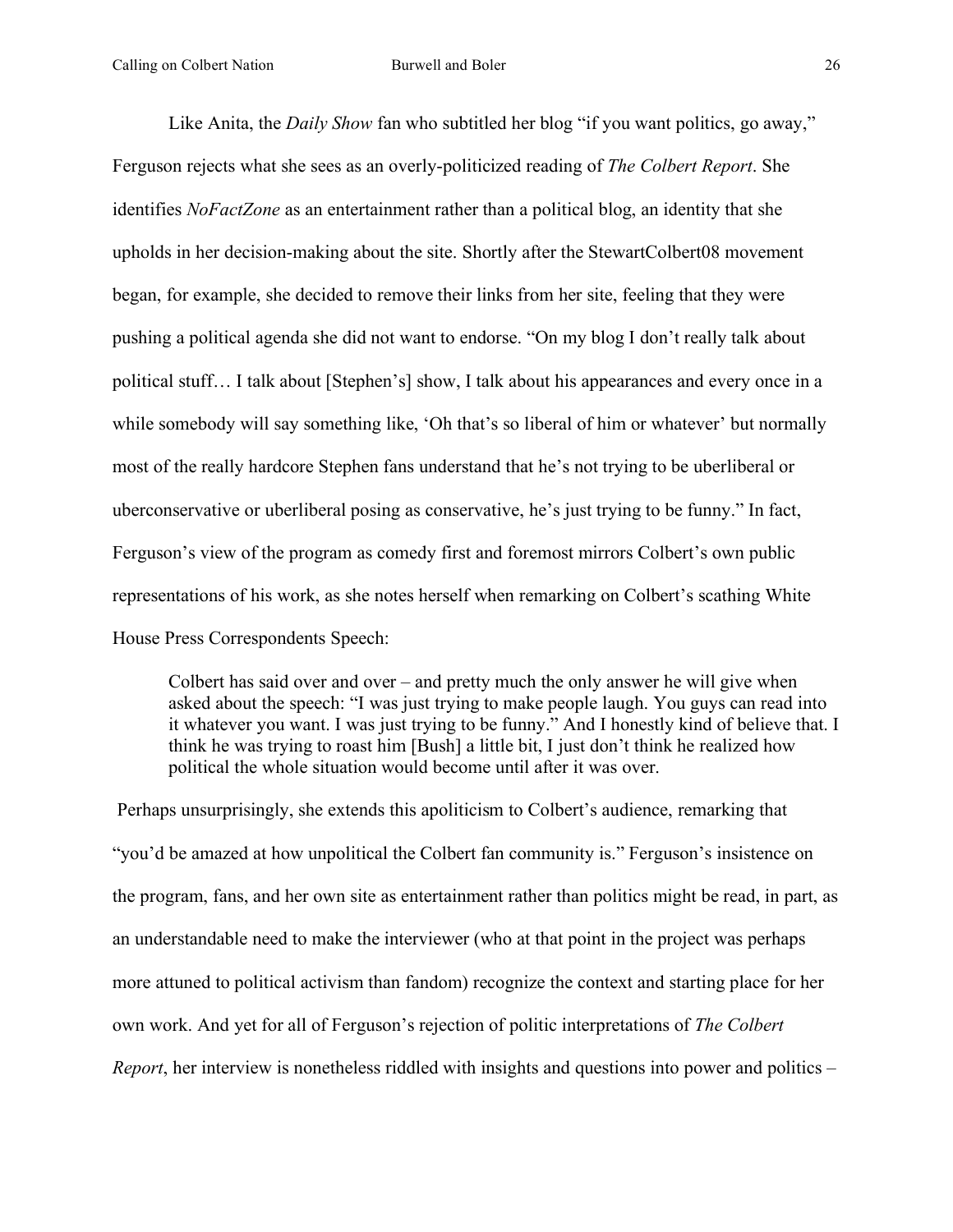Like Anita, the *Daily Show* fan who subtitled her blog "if you want politics, go away," Ferguson rejects what she sees as an overly-politicized reading of *The Colbert Report*. She identifies *NoFactZone* as an entertainment rather than a political blog, an identity that she upholds in her decision-making about the site. Shortly after the StewartColbert08 movement began, for example, she decided to remove their links from her site, feeling that they were pushing a political agenda she did not want to endorse. "On my blog I don't really talk about political stuff… I talk about [Stephen's] show, I talk about his appearances and every once in a while somebody will say something like, 'Oh that's so liberal of him or whatever' but normally most of the really hardcore Stephen fans understand that he's not trying to be uberliberal or uberconservative or uberliberal posing as conservative, he's just trying to be funny." In fact, Ferguson's view of the program as comedy first and foremost mirrors Colbert's own public representations of his work, as she notes herself when remarking on Colbert's scathing White House Press Correspondents Speech:

> Colbert has said over and over – and pretty much the only answer he will give when asked about the speech: "I was just trying to make people laugh. You guys can read into it whatever you want. I was just trying to be funny." And I honestly kind of believe that. I think he was trying to roast him [Bush] a little bit, I just don't think he realized how political the whole situation would become until after it was over.

Perhaps unsurprisingly, she extends this apoliticism to Colbert's audience, remarking that "you'd be amazed at how unpolitical the Colbert fan community is." Ferguson's insistence on the program, fans, and her own site as entertainment rather than politics might be read, in part, as an understandable need to make the interviewer (who at that point in the project was perhaps more attuned to political activism than fandom) recognize the context and starting place for her own work. And yet for all of Ferguson's rejection of politic interpretations of *The Colbert Report*, her interview is nonetheless riddled with insights and questions into power and politics –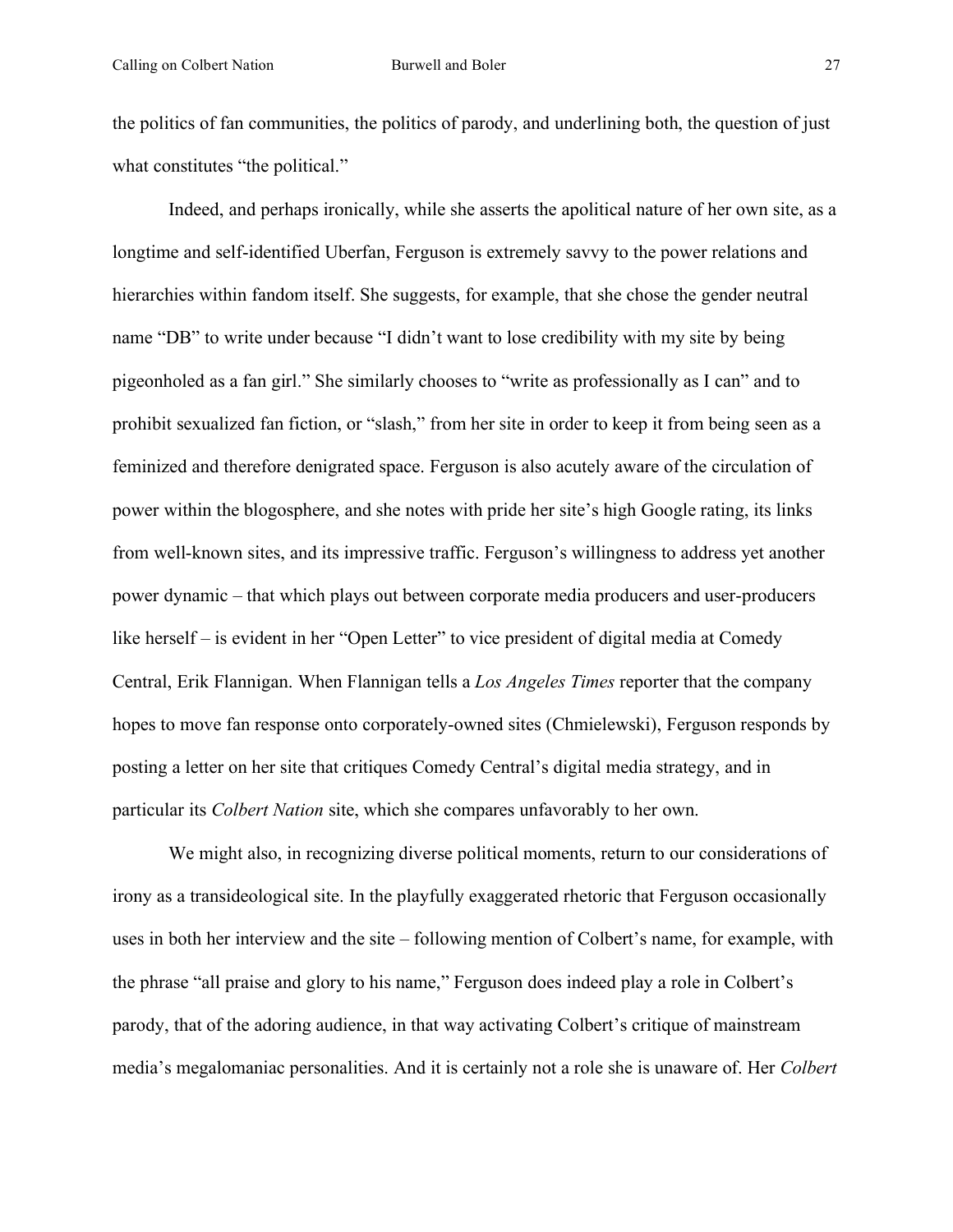the politics of fan communities, the politics of parody, and underlining both, the question of just what constitutes "the political."

Indeed, and perhaps ironically, while she asserts the apolitical nature of her own site, as a longtime and self-identified Uberfan, Ferguson is extremely savvy to the power relations and hierarchies within fandom itself. She suggests, for example, that she chose the gender neutral name "DB" to write under because "I didn't want to lose credibility with my site by being pigeonholed as a fan girl." She similarly chooses to "write as professionally as I can" and to prohibit sexualized fan fiction, or "slash," from her site in order to keep it from being seen as a feminized and therefore denigrated space. Ferguson is also acutely aware of the circulation of power within the blogosphere, and she notes with pride her site's high Google rating, its links from well-known sites, and its impressive traffic. Ferguson's willingness to address yet another power dynamic – that which plays out between corporate media producers and user-producers like herself – is evident in her "Open Letter" to vice president of digital media at Comedy Central, Erik Flannigan. When Flannigan tells a *Los Angeles Times* reporter that the company hopes to move fan response onto corporately-owned sites (Chmielewski), Ferguson responds by posting a letter on her site that critiques Comedy Central's digital media strategy, and in particular its *Colbert Nation* site, which she compares unfavorably to her own.

We might also, in recognizing diverse political moments, return to our considerations of irony as a transideological site. In the playfully exaggerated rhetoric that Ferguson occasionally uses in both her interview and the site – following mention of Colbert's name, for example, with the phrase "all praise and glory to his name," Ferguson does indeed play a role in Colbert's parody, that of the adoring audience, in that way activating Colbert's critique of mainstream media's megalomaniac personalities. And it is certainly not a role she is unaware of. Her *Colbert*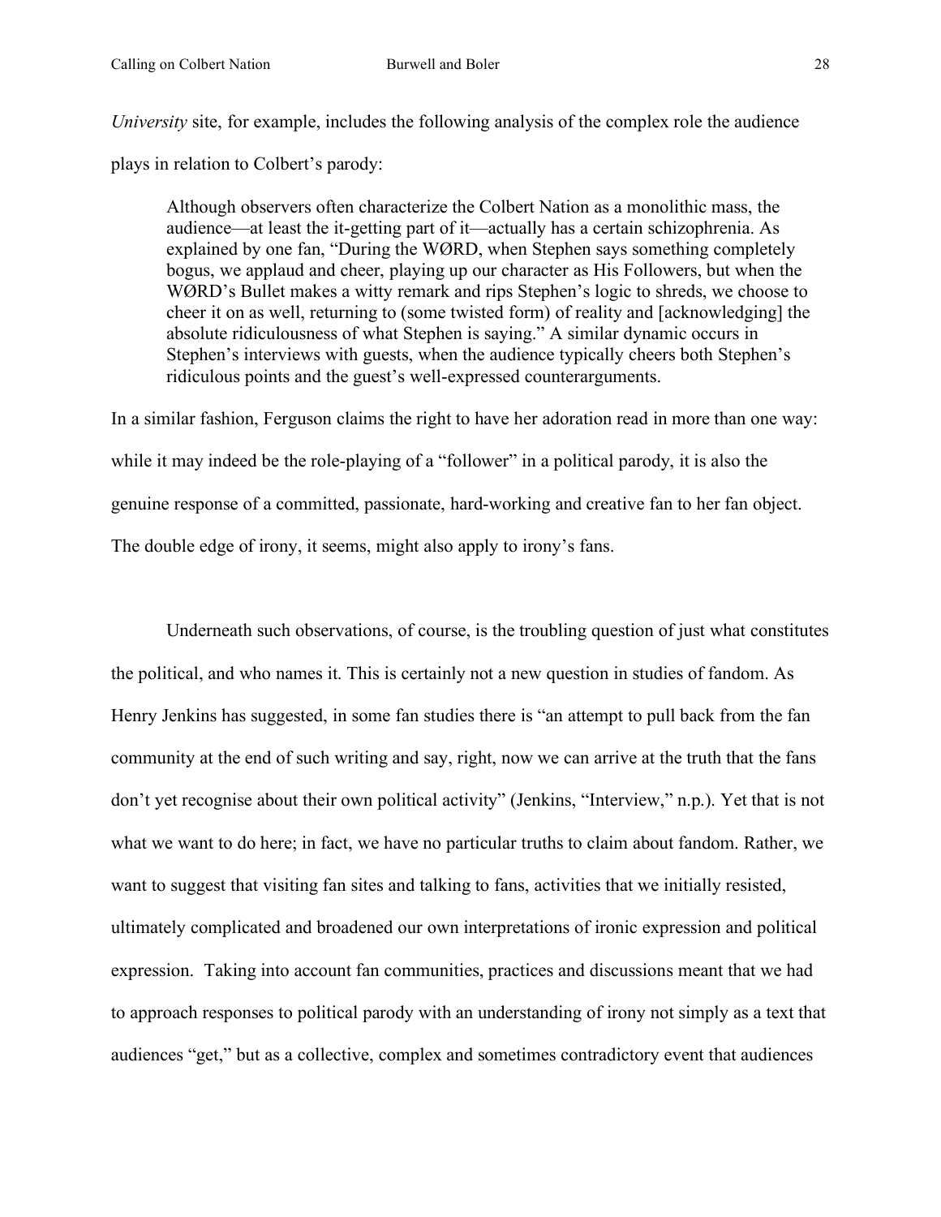*University* site, for example, includes the following analysis of the complex role the audience plays in relation to Colbert's parody:

> Although observers often characterize the Colbert Nation as a monolithic mass, the audience—at least the it-getting part of it—actually has a certain schizophrenia. As explained by one fan, "During the WØRD, when Stephen says something completely bogus, we applaud and cheer, playing up our character as His Followers, but when the WØRD's Bullet makes a witty remark and rips Stephen's logic to shreds, we choose to cheer it on as well, returning to (some twisted form) of reality and [acknowledging] the absolute ridiculousness of what Stephen is saying." A similar dynamic occurs in Stephen's interviews with guests, when the audience typically cheers both Stephen's ridiculous points and the guest's well-expressed counterarguments.

In a similar fashion, Ferguson claims the right to have her adoration read in more than one way: while it may indeed be the role-playing of a "follower" in a political parody, it is also the genuine response of a committed, passionate, hard-working and creative fan to her fan object. The double edge of irony, it seems, might also apply to irony's fans.

Underneath such observations, of course, is the troubling question of just what constitutes the political, and who names it. This is certainly not a new question in studies of fandom. As Henry Jenkins has suggested, in some fan studies there is "an attempt to pull back from the fan community at the end of such writing and say, right, now we can arrive at the truth that the fans don't yet recognise about their own political activity" (Jenkins, "Interview," n.p.). Yet that is not what we want to do here; in fact, we have no particular truths to claim about fandom. Rather, we want to suggest that visiting fan sites and talking to fans, activities that we initially resisted, ultimately complicated and broadened our own interpretations of ironic expression and political expression. Taking into account fan communities, practices and discussions meant that we had to approach responses to political parody with an understanding of irony not simply as a text that audiences "get," but as a collective, complex and sometimes contradictory event that audiences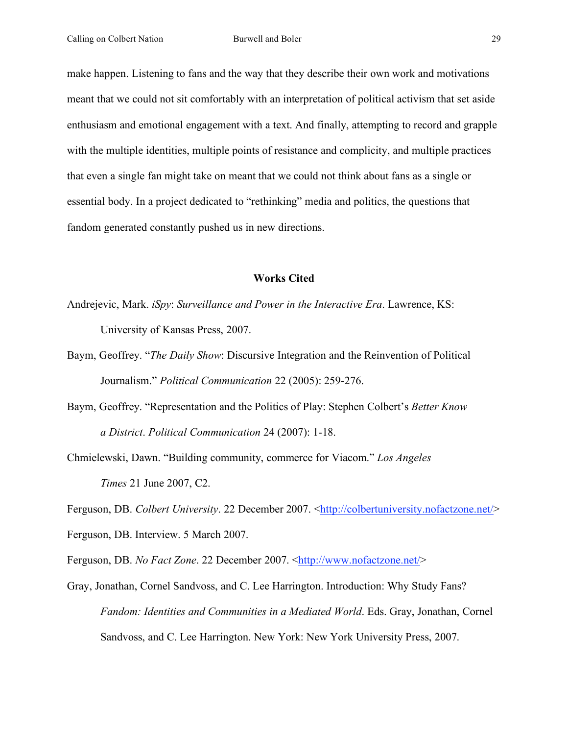make happen. Listening to fans and the way that they describe their own work and motivations meant that we could not sit comfortably with an interpretation of political activism that set aside enthusiasm and emotional engagement with a text. And finally, attempting to record and grapple with the multiple identities, multiple points of resistance and complicity, and multiple practices that even a single fan might take on meant that we could not think about fans as a single or essential body. In a project dedicated to "rethinking" media and politics, the questions that fandom generated constantly pushed us in new directions.

## Works Cited

Andrejevic, Mark. *iSpy*: *Surveillance and Power in the Interactive Era*. Lawrence, KS: University of Kansas Press, 2007.

Baym, Geoffrey. "*The Daily Show*: Discursive Integration and the Reinvention of Political Journalism." *Political Communication* 22 (2005): 259-276.

Baym, Geoffrey. "Representation and the Politics of Play: Stephen Colbert's *Better Know a District*. *Political Communication* 24 (2007): 1-18.

Chmielewski, Dawn. "Building community, commerce for Viacom." *Los Angeles Times* 21 June 2007, C2.

Ferguson, DB. *Colbert University*. 22 December 2007. <http://colbertuniversity.nofactzone.net/>

Ferguson, DB. Interview. 5 March 2007.

Ferguson, DB. *No Fact Zone*. 22 December 2007. <http://www.nofactzone.net/>

Gray, Jonathan, Cornel Sandvoss, and C. Lee Harrington. Introduction: Why Study Fans? *Fandom: Identities and Communities in a Mediated World*. Eds. Gray, Jonathan, Cornel Sandvoss, and C. Lee Harrington. New York: New York University Press, 2007.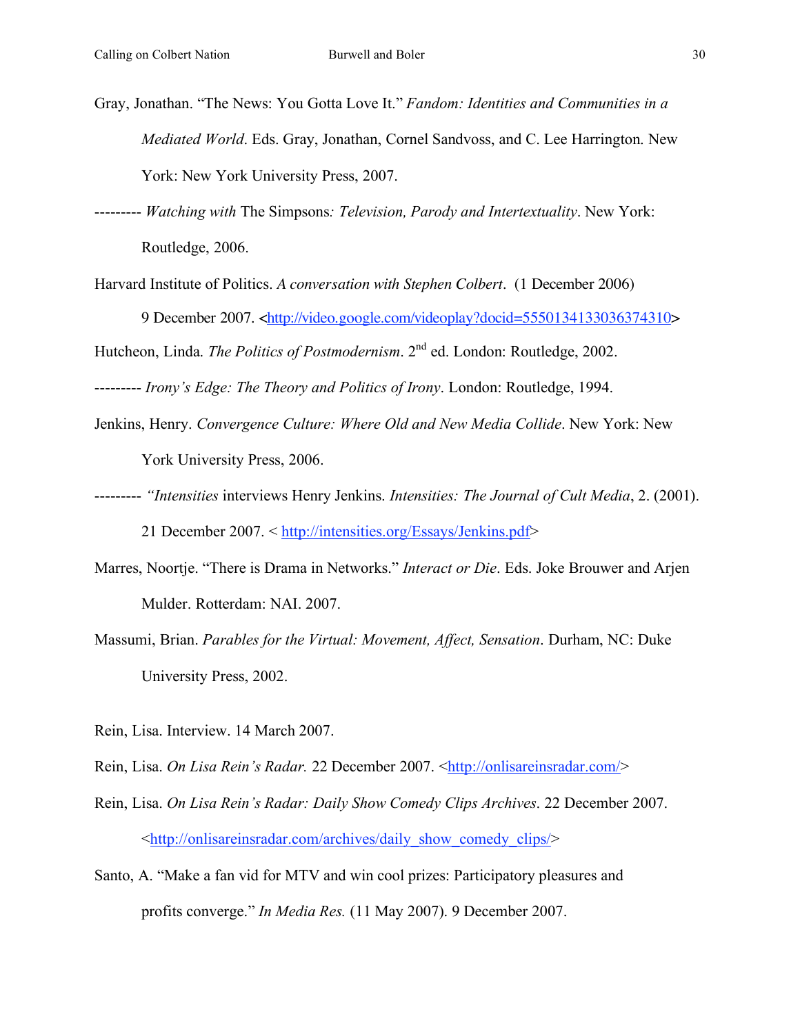Gray, Jonathan. "The News: You Gotta Love It." *Fandom: Identities and Communities in a Mediated World*. Eds. Gray, Jonathan, Cornel Sandvoss, and C. Lee Harrington. New York: New York University Press, 2007.

--------- *Watching with* The Simpsons*: Television, Parody and Intertextuality*. New York: Routledge, 2006.

Harvard Institute of Politics. *A conversation with Stephen Colbert*. (1 December 2006) 9 December 2007. <http://video.google.com/videoplay?docid=5550134133036374310>

Hutcheon, Linda. *The Politics of Postmodernism*. 2nd ed. London: Routledge, 2002.

--------- *Irony's Edge: The Theory and Politics of Irony*. London: Routledge, 1994.

Jenkins, Henry. *Convergence Culture: Where Old and New Media Collide*. New York: New York University Press, 2006.

--------- *"Intensities* interviews Henry Jenkins. *Intensities: The Journal of Cult Media*, 2. (2001). 21 December 2007. < http://intensities.org/Essays/Jenkins.pdf>

Marres, Noortje. "There is Drama in Networks." *Interact or Die*. Eds. Joke Brouwer and Arjen Mulder. Rotterdam: NAI. 2007.

Massumi, Brian. *Parables for the Virtual: Movement, Affect, Sensation*. Durham, NC: Duke University Press, 2002.

Rein, Lisa. Interview. 14 March 2007.

Rein, Lisa. *On Lisa Rein's Radar.* 22 December 2007. <http://onlisareinsradar.com/>

Rein, Lisa. *On Lisa Rein's Radar: Daily Show Comedy Clips Archives*. 22 December 2007. <http://onlisareinsradar.com/archives/daily_show_comedy_clips/>

Santo, A. "Make a fan vid for MTV and win cool prizes: Participatory pleasures and profits converge." *In Media Res.* (11 May 2007). 9 December 2007.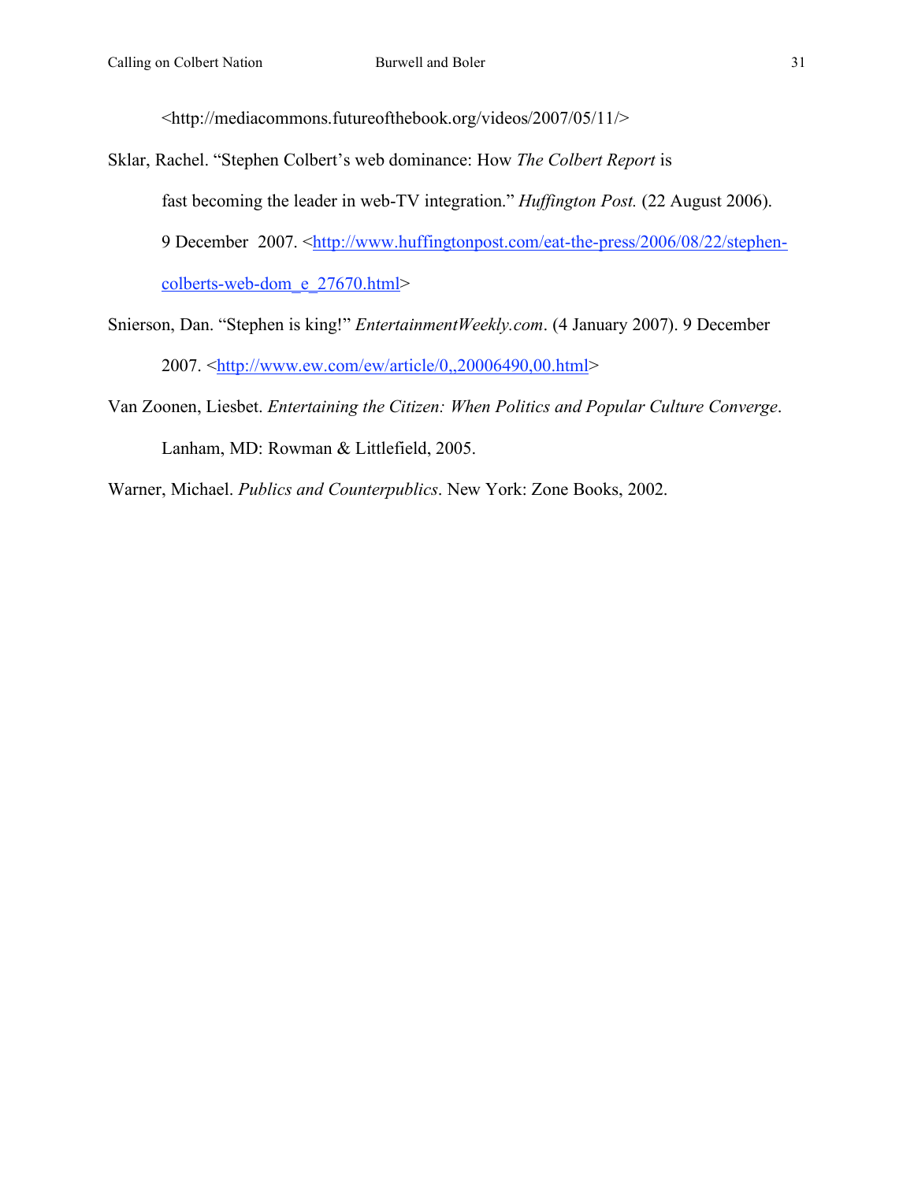<http://mediacommons.futureofthebook.org/videos/2007/05/11/>

Sklar, Rachel. "Stephen Colbert's web dominance: How *The Colbert Report* is fast becoming the leader in web-TV integration." *Huffington Post.* (22 August 2006). 9 December 2007. <http://www.huffingtonpost.com/eat-the-press/2006/08/22/stephen-colberts-web-dom_e_27670.html>

Snierson, Dan. "Stephen is king!" *EntertainmentWeekly.com*. (4 January 2007). 9 December 2007. <http://www.ew.com/ew/article/0,,20006490,00.html>

Van Zoonen, Liesbet. *Entertaining the Citizen: When Politics and Popular Culture Converge*. Lanham, MD: Rowman & Littlefield, 2005.

Warner, Michael. *Publics and Counterpublics*. New York: Zone Books, 2002.